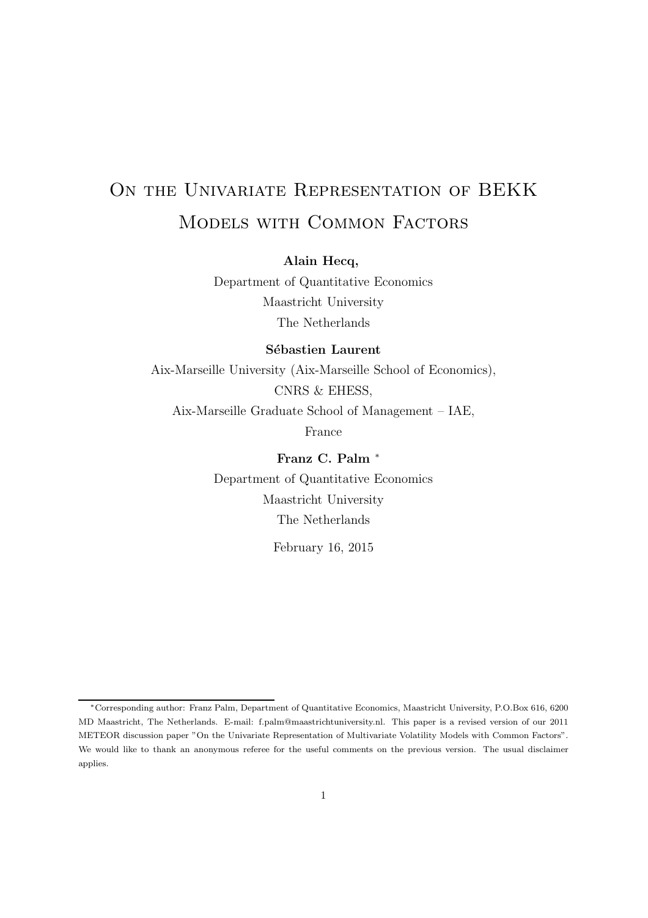# On the Univariate Representation of BEKK Models with Common Factors

**Alain Hecq,**

Department of Quantitative Economics

Maastricht University

The Netherlands

**Sébastien Laurent**

Aix-Marseille University (Aix-Marseille School of Economics),

CNRS & EHESS,

Aix-Marseille Graduate School of Management – IAE,

France

**Franz C. Palm** *

Department of Quantitative Economics

Maastricht University

The Netherlands

February 16, 2015

---

*Corresponding author: Franz Palm, Department of Quantitative Economics, Maastricht University, P.O.Box 616, 6200 MD Maastricht, The Netherlands. E-mail: f.palm@maastrichtuniversity.nl. This paper is a revised version of our 2011 METEOR discussion paper "On the Univariate Representation of Multivariate Volatility Models with Common Factors". We would like to thank an anonymous referee for the useful comments on the previous version. The usual disclaimer applies.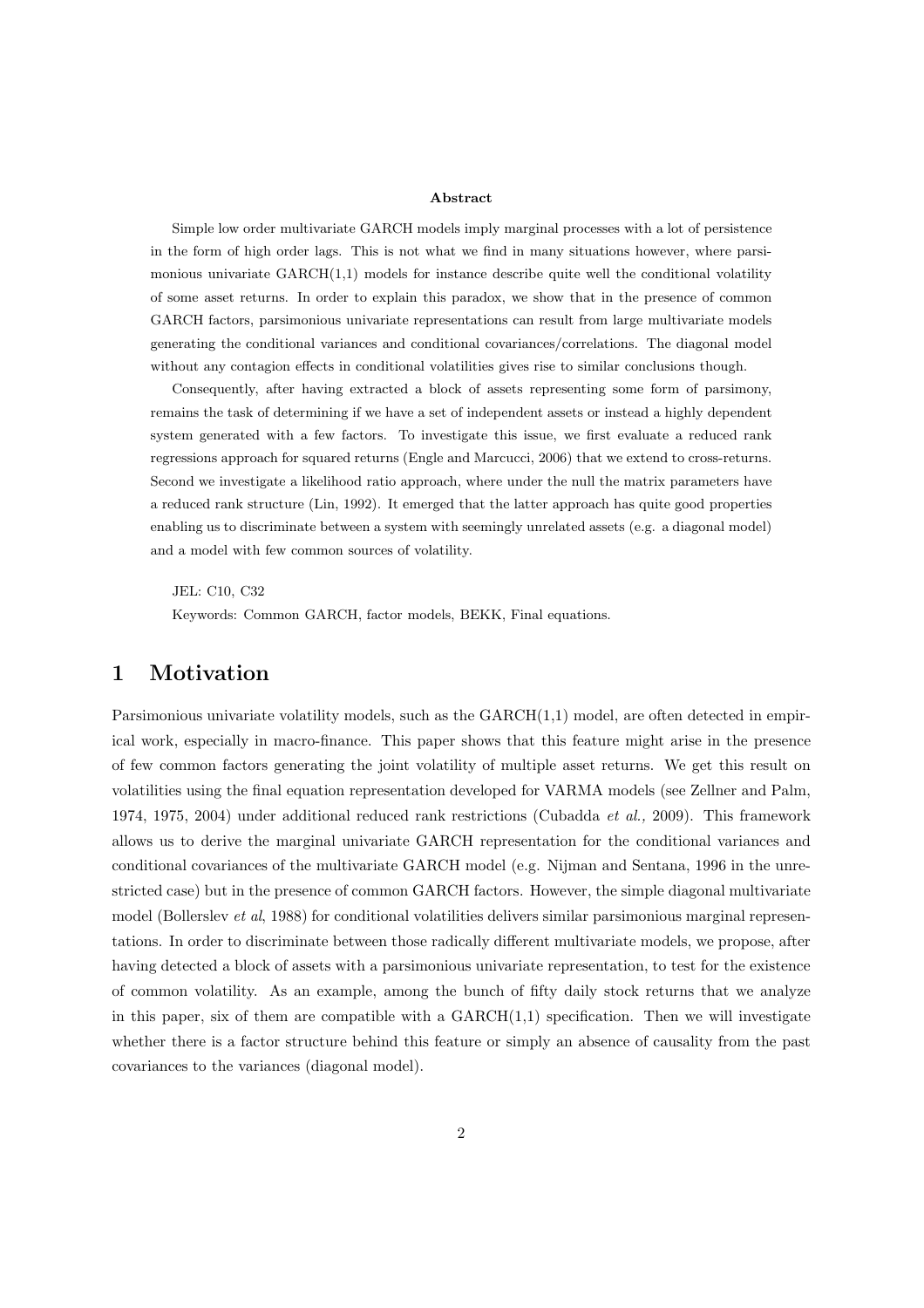**Abstract**

Simple low order multivariate GARCH models imply marginal processes with a lot of persistence in the form of high order lags. This is not what we find in many situations however, where parsimonious univariate GARCH(1,1) models for instance describe quite well the conditional volatility of some asset returns. In order to explain this paradox, we show that in the presence of common GARCH factors, parsimonious univariate representations can result from large multivariate models generating the conditional variances and conditional covariances/correlations. The diagonal model without any contagion effects in conditional volatilities gives rise to similar conclusions though.

Consequently, after having extracted a block of assets representing some form of parsimony, remains the task of determining if we have a set of independent assets or instead a highly dependent system generated with a few factors. To investigate this issue, we first evaluate a reduced rank regressions approach for squared returns (Engle and Marcucci, 2006) that we extend to cross-returns. Second we investigate a likelihood ratio approach, where under the null the matrix parameters have a reduced rank structure (Lin, 1992). It emerged that the latter approach has quite good properties enabling us to discriminate between a system with seemingly unrelated assets (e.g. a diagonal model) and a model with few common sources of volatility.

JEL: C10, C32

Keywords: Common GARCH, factor models, BEKK, Final equations.

# 1 Motivation

Parsimonious univariate volatility models, such as the GARCH(1,1) model, are often detected in empirical work, especially in macro-finance. This paper shows that this feature might arise in the presence of few common factors generating the joint volatility of multiple asset returns. We get this result on volatilities using the final equation representation developed for VARMA models (see Zellner and Palm, 1974, 1975, 2004) under additional reduced rank restrictions (Cubadda *et al.,* 2009). This framework allows us to derive the marginal univariate GARCH representation for the conditional variances and conditional covariances of the multivariate GARCH model (e.g. Nijman and Sentana, 1996 in the unrestricted case) but in the presence of common GARCH factors. However, the simple diagonal multivariate model (Bollerslev *et al*, 1988) for conditional volatilities delivers similar parsimonious marginal representations. In order to discriminate between those radically different multivariate models, we propose, after having detected a block of assets with a parsimonious univariate representation, to test for the existence of common volatility. As an example, among the bunch of fifty daily stock returns that we analyze in this paper, six of them are compatible with a GARCH(1,1) specification. Then we will investigate whether there is a factor structure behind this feature or simply an absence of causality from the past covariances to the variances (diagonal model).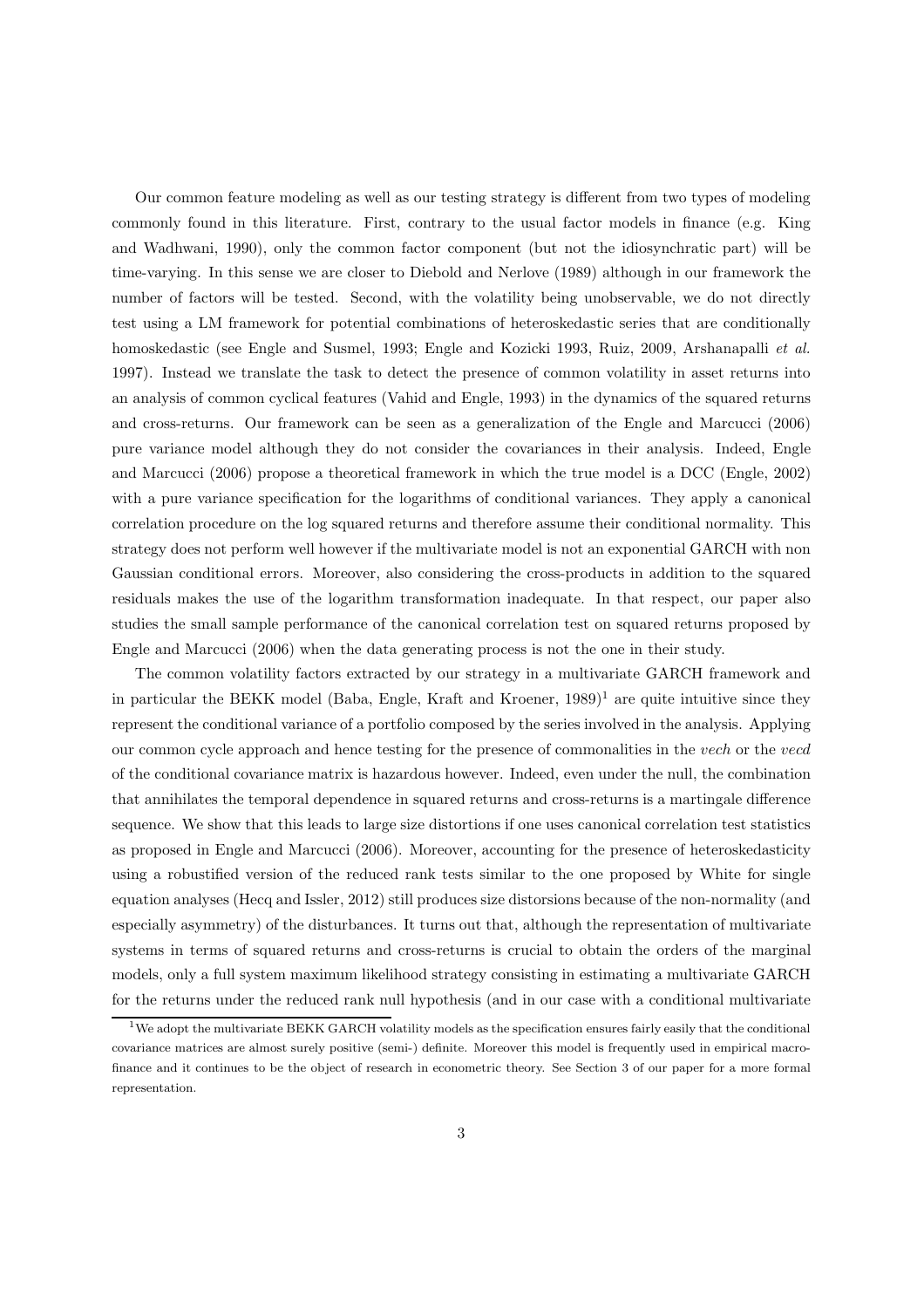Our common feature modeling as well as our testing strategy is different from two types of modeling commonly found in this literature. First, contrary to the usual factor models in finance (e.g. King and Wadhwani, 1990), only the common factor component (but not the idiosynchratic part) will be time-varying. In this sense we are closer to Diebold and Nerlove (1989) although in our framework the number of factors will be tested. Second, with the volatility being unobservable, we do not directly test using a LM framework for potential combinations of heteroskedastic series that are conditionally homoskedastic (see Engle and Susmel, 1993; Engle and Kozicki 1993, Ruiz, 2009, Arshanapalli *et al.* 1997). Instead we translate the task to detect the presence of common volatility in asset returns into an analysis of common cyclical features (Vahid and Engle, 1993) in the dynamics of the squared returns and cross-returns. Our framework can be seen as a generalization of the Engle and Marcucci (2006) pure variance model although they do not consider the covariances in their analysis. Indeed, Engle and Marcucci (2006) propose a theoretical framework in which the true model is a DCC (Engle, 2002) with a pure variance specification for the logarithms of conditional variances. They apply a canonical correlation procedure on the log squared returns and therefore assume their conditional normality. This strategy does not perform well however if the multivariate model is not an exponential GARCH with non Gaussian conditional errors. Moreover, also considering the cross-products in addition to the squared residuals makes the use of the logarithm transformation inadequate. In that respect, our paper also studies the small sample performance of the canonical correlation test on squared returns proposed by Engle and Marcucci (2006) when the data generating process is not the one in their study.

The common volatility factors extracted by our strategy in a multivariate GARCH framework and in particular the BEKK model (Baba, Engle, Kraft and Kroener, 1989)[1] are quite intuitive since they represent the conditional variance of a portfolio composed by the series involved in the analysis. Applying our common cycle approach and hence testing for the presence of commonalities in the *vech* or the *vecd* of the conditional covariance matrix is hazardous however. Indeed, even under the null, the combination that annihilates the temporal dependence in squared returns and cross-returns is a martingale difference sequence. We show that this leads to large size distortions if one uses canonical correlation test statistics as proposed in Engle and Marcucci (2006). Moreover, accounting for the presence of heteroskedasticity using a robustified version of the reduced rank tests similar to the one proposed by White for single equation analyses (Hecq and Issler, 2012) still produces size distorsions because of the non-normality (and especially asymmetry) of the disturbances. It turns out that, although the representation of multivariate systems in terms of squared returns and cross-returns is crucial to obtain the orders of the marginal models, only a full system maximum likelihood strategy consisting in estimating a multivariate GARCH for the returns under the reduced rank null hypothesis (and in our case with a conditional multivariate

[1] We adopt the multivariate BEKK GARCH volatility models as the specification ensures fairly easily that the conditional covariance matrices are almost surely positive (semi-) definite. Moreover this model is frequently used in empirical macro-finance and it continues to be the object of research in econometric theory. See Section 3 of our paper for a more formal representation.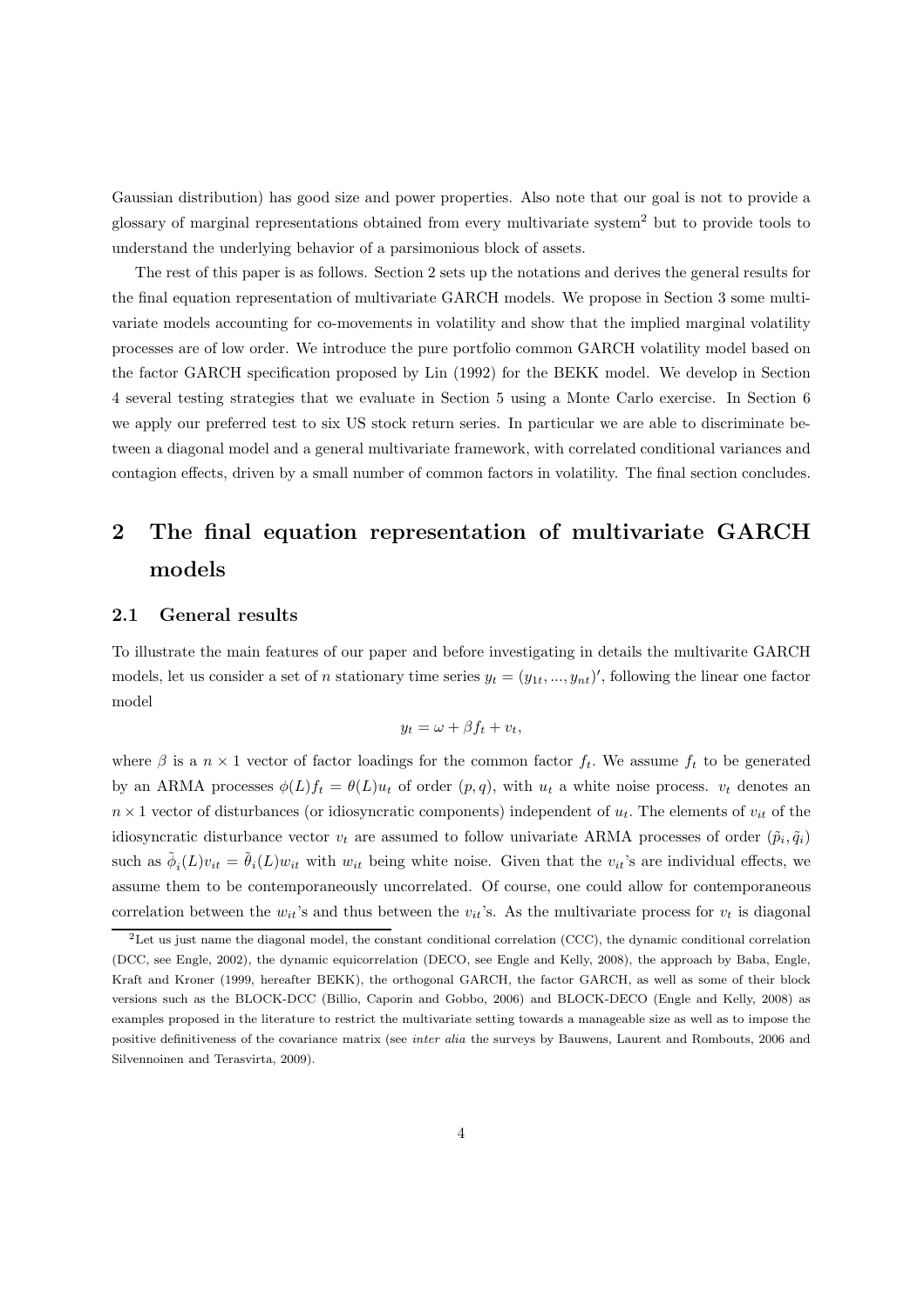Gaussian distribution) has good size and power properties. Also note that our goal is not to provide a glossary of marginal representations obtained from every multivariate system[2] but to provide tools to understand the underlying behavior of a parsimonious block of assets.

The rest of this paper is as follows. Section 2 sets up the notations and derives the general results for the final equation representation of multivariate GARCH models. We propose in Section 3 some multivariate models accounting for co-movements in volatility and show that the implied marginal volatility processes are of low order. We introduce the pure portfolio common GARCH volatility model based on the factor GARCH specification proposed by Lin (1992) for the BEKK model. We develop in Section 4 several testing strategies that we evaluate in Section 5 using a Monte Carlo exercise. In Section 6 we apply our preferred test to six US stock return series. In particular we are able to discriminate between a diagonal model and a general multivariate framework, with correlated conditional variances and contagion effects, driven by a small number of common factors in volatility. The final section concludes.

# 2 The final equation representation of multivariate GARCH models

## 2.1 General results

To illustrate the main features of our paper and before investigating in details the multivarite GARCH models, let us consider a set of $n$ stationary time series $y_t = (y_{1t}, ..., y_{nt})'$, following the linear one factor model

$$y_t = \omega + \beta f_t + v_t,$$

where $\beta$ is a $n \times 1$ vector of factor loadings for the common factor $f_t$. We assume $f_t$ to be generated by an ARMA processes $\phi(L)f_t = \theta(L)u_t$ of order $(p, q)$, with $u_t$ a white noise process. $v_t$ denotes an $n \times 1$ vector of disturbances (or idiosyncratic components) independent of $u_t$. The elements of $v_{it}$ of the idiosyncratic disturbance vector $v_t$ are assumed to follow univariate ARMA processes of order $(\tilde{p}_i, \tilde{q}_i)$ such as $\tilde{\phi}_i(L)v_{it} = \tilde{\theta}_i(L)w_{it}$ with $w_{it}$ being white noise. Given that the $v_{it}$'s are individual effects, we assume them to be contemporaneously uncorrelated. Of course, one could allow for contemporaneous correlation between the $w_{it}$'s and thus between the $v_{it}$'s. As the multivariate process for $v_t$ is diagonal

[2] Let us just name the diagonal model, the constant conditional correlation (CCC), the dynamic conditional correlation (DCC, see Engle, 2002), the dynamic equicorrelation (DECO, see Engle and Kelly, 2008), the approach by Baba, Engle, Kraft and Kroner (1999, hereafter BEKK), the orthogonal GARCH, the factor GARCH, as well as some of their block versions such as the BLOCK-DCC (Billio, Caporin and Gobbo, 2006) and BLOCK-DECO (Engle and Kelly, 2008) as examples proposed in the literature to restrict the multivariate setting towards a manageable size as well as to impose the positive definitiveness of the covariance matrix (see *inter alia* the surveys by Bauwens, Laurent and Rombouts, 2006 and Silvennoinen and Terasvirta, 2009).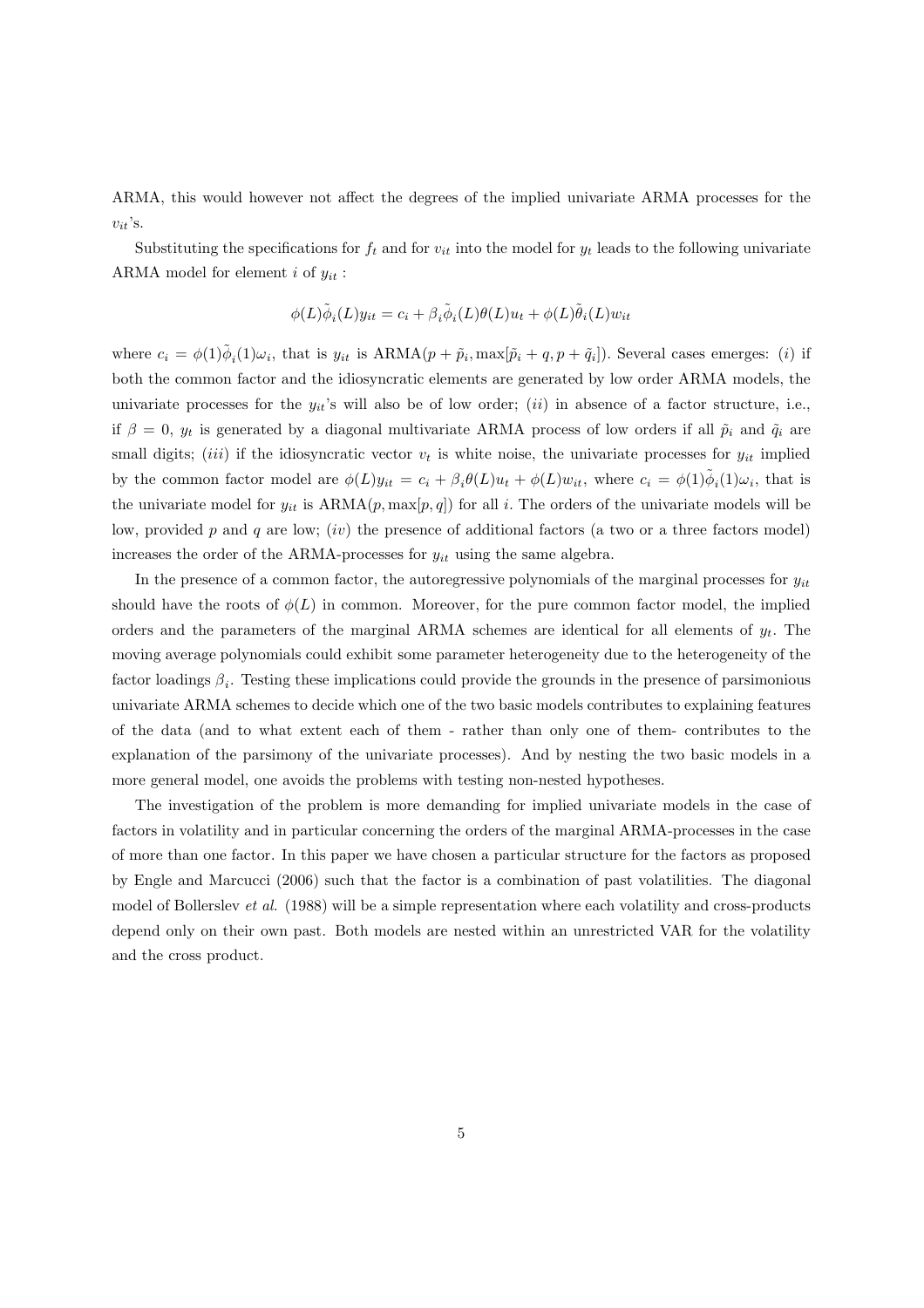ARMA, this would however not affect the degrees of the implied univariate ARMA processes for the $v_{it}$'s.

Substituting the specifications for $f_t$ and for $v_{it}$ into the model for $y_t$ leads to the following univariate ARMA model for element $i$ of $y_{it}$ :

$$\phi(L)\tilde{\phi}_i(L)y_{it} = c_i + \beta_i\tilde{\phi}_i(L)\theta(L)u_t + \phi(L)\tilde{\theta}_i(L)w_{it}$$

where $c_i = \phi(1)\tilde{\phi}_i(1)\omega_i$, that is $y_{it}$ is ARMA$(p + \tilde{p}_i, \max[\tilde{p}_i + q, p + \tilde{q}_i])$. Several cases emerges: (*i*) if both the common factor and the idiosyncratic elements are generated by low order ARMA models, the univariate processes for the $y_{it}$'s will also be of low order; (*ii*) in absence of a factor structure, i.e., if $\beta = 0$, $y_t$ is generated by a diagonal multivariate ARMA process of low orders if all $\tilde{p}_i$ and $\tilde{q}_i$ are small digits; (*iii*) if the idiosyncratic vector $v_t$ is white noise, the univariate processes for $y_{it}$ implied by the common factor model are $\phi(L)y_{it} = c_i + \beta_i\theta(L)u_t + \phi(L)w_{it}$, where $c_i = \phi(1)\tilde{\phi}_i(1)\omega_i$, that is the univariate model for $y_{it}$ is ARMA$(p, \max[p, q])$ for all $i$. The orders of the univariate models will be low, provided $p$ and $q$ are low; (*iv*) the presence of additional factors (a two or a three factors model) increases the order of the ARMA-processes for $y_{it}$ using the same algebra.

In the presence of a common factor, the autoregressive polynomials of the marginal processes for $y_{it}$ should have the roots of $\phi(L)$ in common. Moreover, for the pure common factor model, the implied orders and the parameters of the marginal ARMA schemes are identical for all elements of $y_t$. The moving average polynomials could exhibit some parameter heterogeneity due to the heterogeneity of the factor loadings $\beta_i$. Testing these implications could provide the grounds in the presence of parsimonious univariate ARMA schemes to decide which one of the two basic models contributes to explaining features of the data (and to what extent each of them - rather than only one of them- contributes to the explanation of the parsimony of the univariate processes). And by nesting the two basic models in a more general model, one avoids the problems with testing non-nested hypotheses.

The investigation of the problem is more demanding for implied univariate models in the case of factors in volatility and in particular concerning the orders of the marginal ARMA-processes in the case of more than one factor. In this paper we have chosen a particular structure for the factors as proposed by Engle and Marcucci (2006) such that the factor is a combination of past volatilities. The diagonal model of Bollerslev *et al.* (1988) will be a simple representation where each volatility and cross-products depend only on their own past. Both models are nested within an unrestricted VAR for the volatility and the cross product.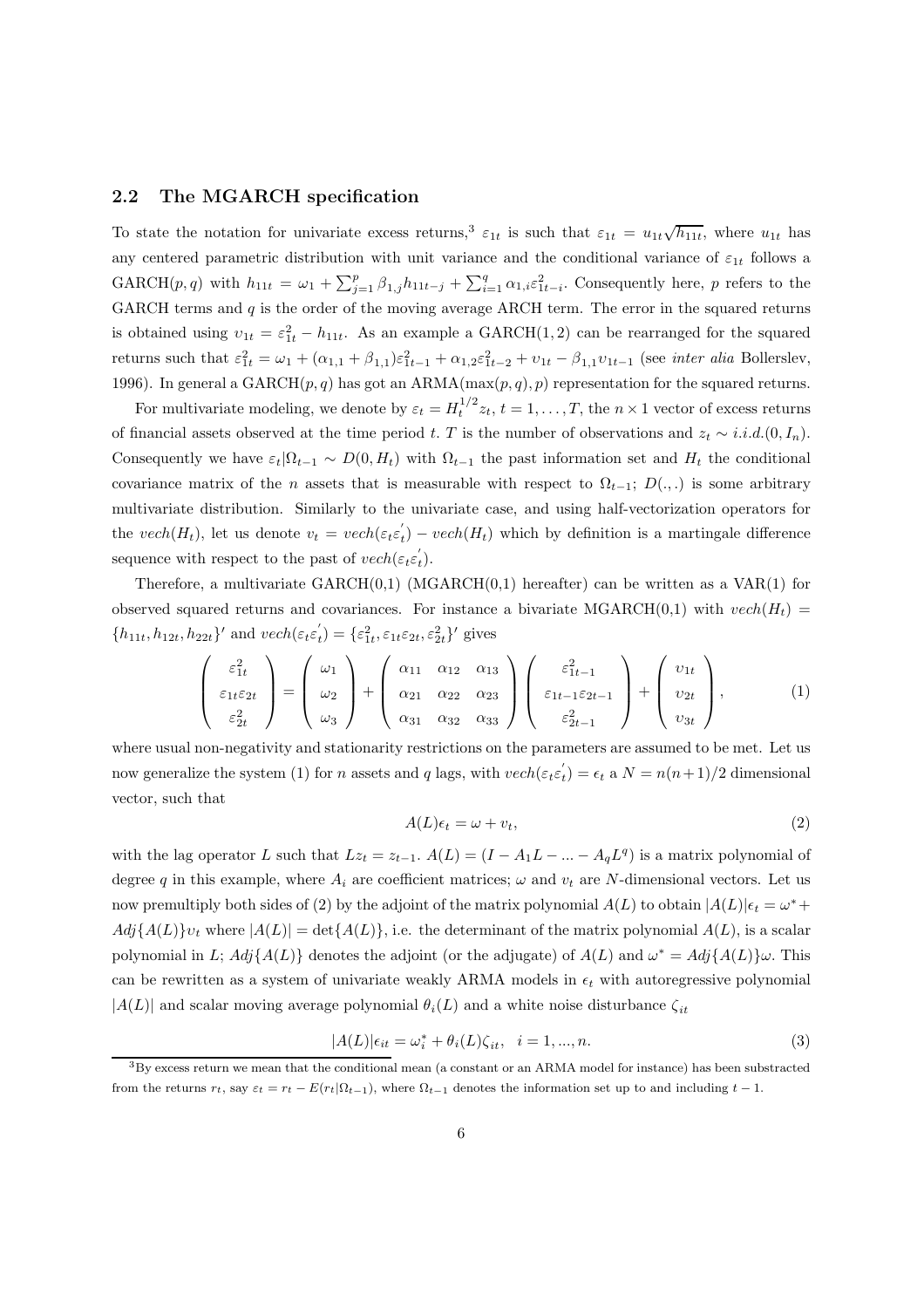## 2.2 The MGARCH specification

To state the notation for univariate excess returns,[3] $\varepsilon_{1t}$ is such that $\varepsilon_{1t} = u_{1t}\sqrt{h_{11t}}$, where $u_{1t}$ has any centered parametric distribution with unit variance and the conditional variance of $\varepsilon_{1t}$ follows a GARCH$(p,q)$ with $h_{11t} = \omega_1 + \sum_{j=1}^{p} \beta_{1,j} h_{11t-j} + \sum_{i=1}^{q} \alpha_{1,i}\varepsilon_{1t-i}^2$. Consequently here, $p$ refers to the GARCH terms and $q$ is the order of the moving average ARCH term. The error in the squared returns is obtained using $\upsilon_{1t} = \varepsilon_{1t}^2 - h_{11t}$. As an example a GARCH(1,2) can be rearranged for the squared returns such that $\varepsilon_{1t}^2 = \omega_1 + (\alpha_{1,1} + \beta_{1,1})\varepsilon_{1t-1}^2 + \alpha_{1,2}\varepsilon_{1t-2}^2 + \upsilon_{1t} - \beta_{1,1}\upsilon_{1t-1}$ (see *inter alia* Bollerslev, 1996). In general a GARCH$(p,q)$ has got an ARMA$(\max(p,q),p)$ representation for the squared returns.

For multivariate modeling, we denote by $\varepsilon_t = H_t^{1/2} z_t$, $t = 1, \ldots, T$, the $n \times 1$ vector of excess returns of financial assets observed at the time period $t$. $T$ is the number of observations and $z_t \sim i.i.d.(0, I_n)$. Consequently we have $\varepsilon_t|\Omega_{t-1} \sim D(0, H_t)$ with $\Omega_{t-1}$ the past information set and $H_t$ the conditional covariance matrix of the $n$ assets that is measurable with respect to $\Omega_{t-1}$; $D(.,.)$ is some arbitrary multivariate distribution. Similarly to the univariate case, and using half-vectorization operators for the $vech(H_t)$, let us denote $\upsilon_t = vech(\varepsilon_t\varepsilon_t^{'}) - vech(H_t)$ which by definition is a martingale difference sequence with respect to the past of $vech(\varepsilon_t\varepsilon_t^{'})$.

Therefore, a multivariate GARCH(0,1) (MGARCH(0,1) hereafter) can be written as a VAR(1) for observed squared returns and covariances. For instance a bivariate MGARCH(0,1) with $vech(H_t) = \{h_{11t}, h_{12t}, h_{22t}\}'$ and $vech(\varepsilon_t\varepsilon_t^{'}) = \{\varepsilon_{1t}^2, \varepsilon_{1t}\varepsilon_{2t}, \varepsilon_{2t}^2\}'$ gives

$$
\begin{pmatrix} \varepsilon_{1t}^2 \\ \varepsilon_{1t}\varepsilon_{2t} \\ \varepsilon_{2t}^2 \end{pmatrix} = \begin{pmatrix} \omega_1 \\ \omega_2 \\ \omega_3 \end{pmatrix} + \begin{pmatrix} \alpha_{11} & \alpha_{12} & \alpha_{13} \\ \alpha_{21} & \alpha_{22} & \alpha_{23} \\ \alpha_{31} & \alpha_{32} & \alpha_{33} \end{pmatrix} \begin{pmatrix} \varepsilon_{1t-1}^2 \\ \varepsilon_{1t-1}\varepsilon_{2t-1} \\ \varepsilon_{2t-1}^2 \end{pmatrix} + \begin{pmatrix} \upsilon_{1t} \\ \upsilon_{2t} \\ \upsilon_{3t} \end{pmatrix}, \tag{1}
$$

where usual non-negativity and stationarity restrictions on the parameters are assumed to be met. Let us now generalize the system (1) for $n$ assets and $q$ lags, with $vech(\varepsilon_t\varepsilon_t^{'}) = \epsilon_t$ a $N = n(n+1)/2$ dimensional vector, such that

$$
A(L)\epsilon_t = \omega + \upsilon_t, \tag{2}
$$

with the lag operator $L$ such that $Lz_t = z_{t-1}$. $A(L) = (I - A_1 L - ... - A_q L^q)$ is a matrix polynomial of degree $q$ in this example, where $A_i$ are coefficient matrices; $\omega$ and $\upsilon_t$ are $N$-dimensional vectors. Let us now premultiply both sides of (2) by the adjoint of the matrix polynomial $A(L)$ to obtain $|A(L)|\epsilon_t = \omega^* + Adj\{A(L)\}\upsilon_t$ where $|A(L)| = \det\{A(L)\}$, i.e. the determinant of the matrix polynomial $A(L)$, is a scalar polynomial in $L$; $Adj\{A(L)\}$ denotes the adjoint (or the adjugate) of $A(L)$ and $\omega^* = Adj\{A(L)\}\omega$. This can be rewritten as a system of univariate weakly ARMA models in $\epsilon_t$ with autoregressive polynomial $|A(L)|$ and scalar moving average polynomial $\theta_i(L)$ and a white noise disturbance $\zeta_{it}$

$$
|A(L)|\epsilon_{it} = \omega_i^* + \theta_i(L)\zeta_{it}, \quad i = 1, ..., n. \tag{3}
$$

[3] By excess return we mean that the conditional mean (a constant or an ARMA model for instance) has been substracted from the returns $r_t$, say $\varepsilon_t = r_t - E(r_t|\Omega_{t-1})$, where $\Omega_{t-1}$ denotes the information set up to and including $t-1$.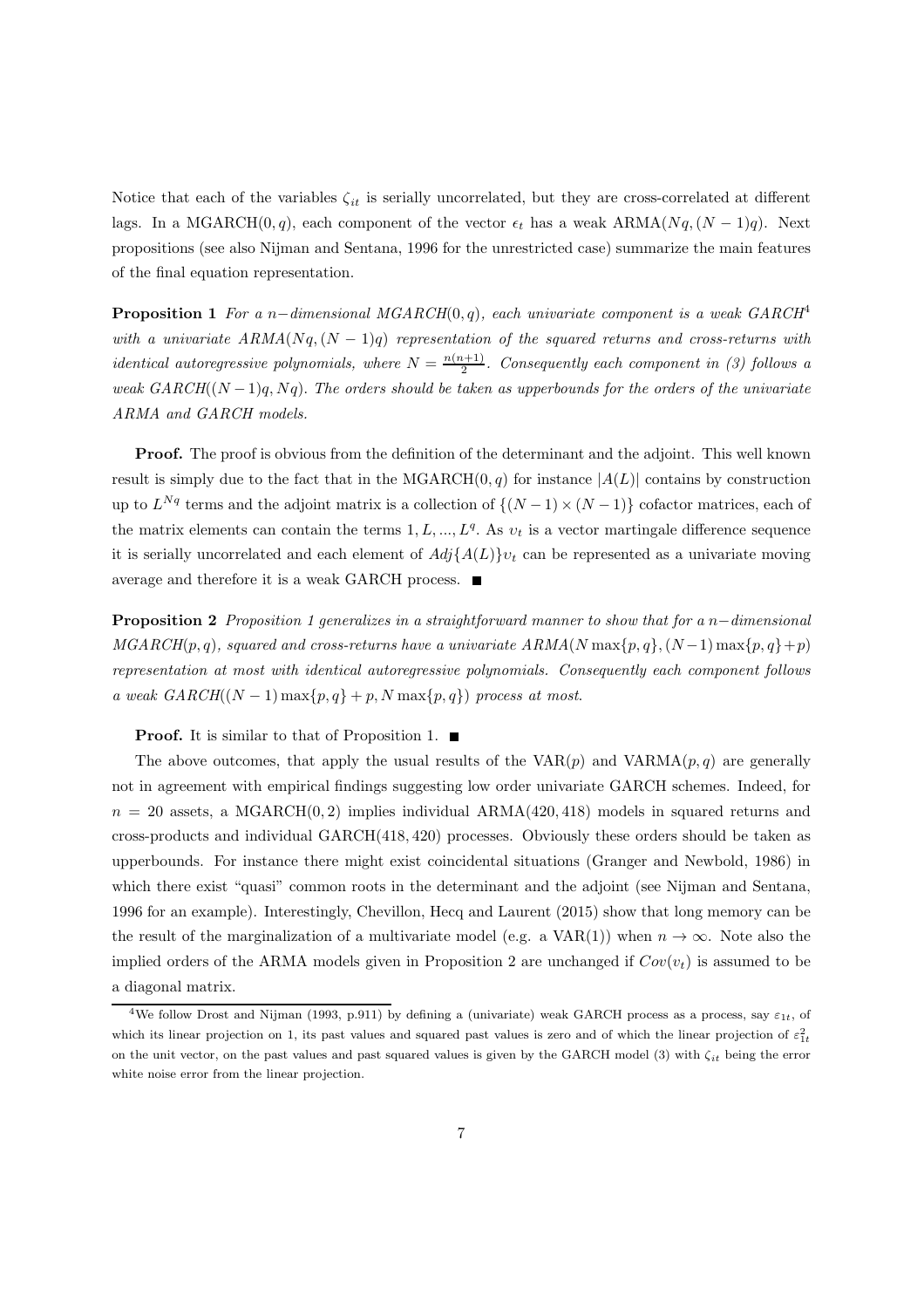Notice that each of the variables $\zeta_{it}$ is serially uncorrelated, but they are cross-correlated at different lags. In a MGARCH$(0, q)$, each component of the vector $\epsilon_t$ has a weak ARMA$(Nq, (N-1)q)$. Next propositions (see also Nijman and Sentana, 1996 for the unrestricted case) summarize the main features of the final equation representation.

**Proposition 1** *For a $n-$dimensional MGARCH$(0, q)$, each univariate component is a weak GARCH*[4] *with a univariate ARMA$(Nq, (N-1)q)$ representation of the squared returns and cross-returns with identical autoregressive polynomials, where $N = \frac{n(n+1)}{2}$. Consequently each component in (3) follows a weak GARCH$((N-1)q, Nq)$. The orders should be taken as upperbounds for the orders of the univariate ARMA and GARCH models.*

**Proof.** The proof is obvious from the definition of the determinant and the adjoint. This well known result is simply due to the fact that in the MGARCH$(0, q)$ for instance $|A(L)|$ contains by construction up to $L^{Nq}$ terms and the adjoint matrix is a collection of $\{(N-1) \times (N-1)\}$ cofactor matrices, each of the matrix elements can contain the terms $1, L, ..., L^q$. As $\upsilon_t$ is a vector martingale difference sequence it is serially uncorrelated and each element of $Adj\{A(L)\}\upsilon_t$ can be represented as a univariate moving average and therefore it is a weak GARCH process. ■

**Proposition 2** *Proposition 1 generalizes in a straightforward manner to show that for a $n-$dimensional MGARCH$(p, q)$, squared and cross-returns have a univariate ARMA$(N \max\{p, q\}, (N-1) \max\{p, q\} + p)$ representation at most with identical autoregressive polynomials. Consequently each component follows a weak GARCH$((N-1) \max\{p, q\} + p, N \max\{p, q\})$ process at most.*

**Proof.** It is similar to that of Proposition 1. ■

The above outcomes, that apply the usual results of the VAR$(p)$ and VARMA$(p, q)$ are generally not in agreement with empirical findings suggesting low order univariate GARCH schemes. Indeed, for $n = 20$ assets, a MGARCH$(0, 2)$ implies individual ARMA$(420, 418)$ models in squared returns and cross-products and individual GARCH$(418, 420)$ processes. Obviously these orders should be taken as upperbounds. For instance there might exist coincidental situations (Granger and Newbold, 1986) in which there exist "quasi" common roots in the determinant and the adjoint (see Nijman and Sentana, 1996 for an example). Interestingly, Chevillon, Hecq and Laurent (2015) show that long memory can be the result of the marginalization of a multivariate model (e.g. a VAR(1)) when $n \to \infty$. Note also the implied orders of the ARMA models given in Proposition 2 are unchanged if $Cov(\upsilon_t)$ is assumed to be a diagonal matrix.

[4] We follow Drost and Nijman (1993, p.911) by defining a (univariate) weak GARCH process as a process, say $\varepsilon_{1t}$, of which its linear projection on 1, its past values and squared past values is zero and of which the linear projection of $\varepsilon_{1t}^2$ on the unit vector, on the past values and past squared values is given by the GARCH model (3) with $\zeta_{it}$ being the error white noise error from the linear projection.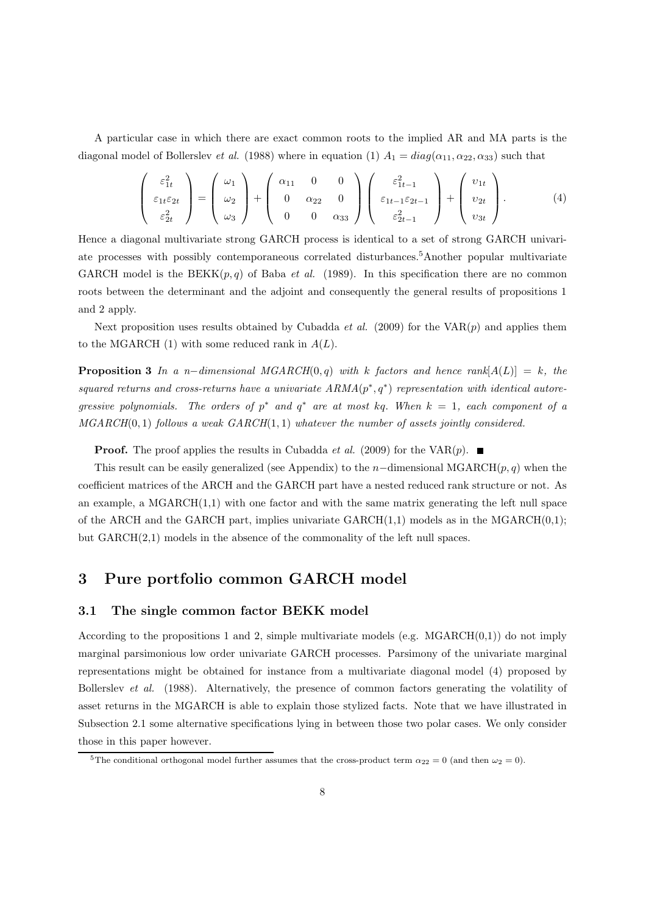A particular case in which there are exact common roots to the implied AR and MA parts is the diagonal model of Bollerslev *et al.* (1988) where in equation (1) $A_1 = diag(\alpha_{11}, \alpha_{22}, \alpha_{33})$ such that

$$\begin{pmatrix} \varepsilon_{1t}^2 \\ \varepsilon_{1t}\varepsilon_{2t} \\ \varepsilon_{2t}^2 \end{pmatrix} = \begin{pmatrix} \omega_1 \\ \omega_2 \\ \omega_3 \end{pmatrix} + \begin{pmatrix} \alpha_{11} & 0 & 0 \\ 0 & \alpha_{22} & 0 \\ 0 & 0 & \alpha_{33} \end{pmatrix} \begin{pmatrix} \varepsilon_{1t-1}^2 \\ \varepsilon_{1t-1}\varepsilon_{2t-1} \\ \varepsilon_{2t-1}^2 \end{pmatrix} + \begin{pmatrix} \upsilon_{1t} \\ \upsilon_{2t} \\ \upsilon_{3t} \end{pmatrix}. \tag{4}$$

Hence a diagonal multivariate strong GARCH process is identical to a set of strong GARCH univariate processes with possibly contemporaneous correlated disturbances.[5] Another popular multivariate GARCH model is the BEKK$(p, q)$ of Baba *et al.* (1989). In this specification there are no common roots between the determinant and the adjoint and consequently the general results of propositions 1 and 2 apply.

Next proposition uses results obtained by Cubadda *et al.* (2009) for the VAR$(p)$ and applies them to the MGARCH (1) with some reduced rank in $A(L)$.

**Proposition 3** *In a $n-$dimensional MGARCH$(0, q)$ with $k$ factors and hence $rank[A(L)] = k$, the squared returns and cross-returns have a univariate ARMA$(p^*, q^*)$ representation with identical autoregressive polynomials. The orders of $p^*$ and $q^*$ are at most $kq$. When $k = 1$, each component of a MGARCH$(0, 1)$ follows a weak GARCH$(1, 1)$ whatever the number of assets jointly considered.*

**Proof.** The proof applies the results in Cubadda *et al.* (2009) for the VAR$(p)$. ■

This result can be easily generalized (see Appendix) to the $n-$dimensional MGARCH$(p, q)$ when the coefficient matrices of the ARCH and the GARCH part have a nested reduced rank structure or not. As an example, a MGARCH(1,1) with one factor and with the same matrix generating the left null space of the ARCH and the GARCH part, implies univariate GARCH(1,1) models as in the MGARCH(0,1); but GARCH(2,1) models in the absence of the commonality of the left null spaces.

# 3 Pure portfolio common GARCH model

## 3.1 The single common factor BEKK model

According to the propositions 1 and 2, simple multivariate models (e.g. MGARCH(0,1)) do not imply marginal parsimonious low order univariate GARCH processes. Parsimony of the univariate marginal representations might be obtained for instance from a multivariate diagonal model (4) proposed by Bollerslev *et al.* (1988). Alternatively, the presence of common factors generating the volatility of asset returns in the MGARCH is able to explain those stylized facts. Note that we have illustrated in Subsection 2.1 some alternative specifications lying in between those two polar cases. We only consider those in this paper however.

[5] The conditional orthogonal model further assumes that the cross-product term $\alpha_{22} = 0$ (and then $\omega_2 = 0$).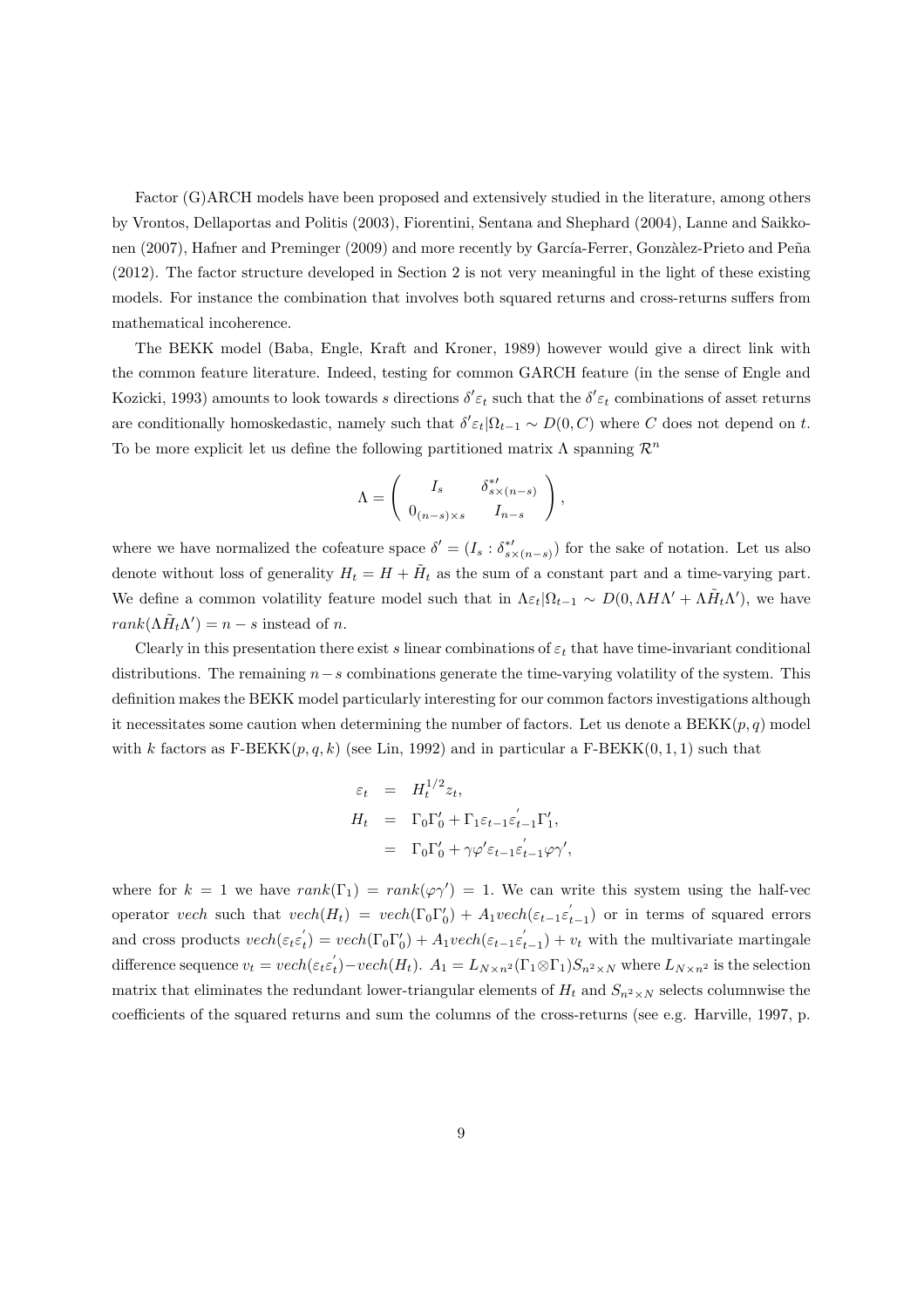Factor (G)ARCH models have been proposed and extensively studied in the literature, among others by Vrontos, Dellaportas and Politis (2003), Fiorentini, Sentana and Shephard (2004), Lanne and Saikkonen (2007), Hafner and Preminger (2009) and more recently by García-Ferrer, Gonzàlez-Prieto and Peña (2012). The factor structure developed in Section 2 is not very meaningful in the light of these existing models. For instance the combination that involves both squared returns and cross-returns suffers from mathematical incoherence.

The BEKK model (Baba, Engle, Kraft and Kroner, 1989) however would give a direct link with the common feature literature. Indeed, testing for common GARCH feature (in the sense of Engle and Kozicki, 1993) amounts to look towards $s$ directions $\delta'\varepsilon_t$ such that the $\delta'\varepsilon_t$ combinations of asset returns are conditionally homoskedastic, namely such that $\delta'\varepsilon_t|\Omega_{t-1} \sim D(0, C)$ where $C$ does not depend on $t$. To be more explicit let us define the following partitioned matrix $\Lambda$ spanning $\mathcal{R}^n$

$$\Lambda = \begin{pmatrix} I_s & \delta^{*\prime}_{s\times(n-s)} \\ 0_{(n-s)\times s} & I_{n-s} \end{pmatrix},$$

where we have normalized the cofeature space $\delta' = (I_s : \delta^{*\prime}_{s\times(n-s)})$ for the sake of notation. Let us also denote without loss of generality $H_t = H + \tilde{H}_t$ as the sum of a constant part and a time-varying part. We define a common volatility feature model such that in $\Lambda\varepsilon_t|\Omega_{t-1} \sim D(0, \Lambda H \Lambda' + \Lambda\tilde{H}_t\Lambda')$, we have $rank(\Lambda\tilde{H}_t\Lambda') = n - s$ instead of $n$.

Clearly in this presentation there exist $s$ linear combinations of $\varepsilon_t$ that have time-invariant conditional distributions. The remaining $n-s$ combinations generate the time-varying volatility of the system. This definition makes the BEKK model particularly interesting for our common factors investigations although it necessitates some caution when determining the number of factors. Let us denote a BEKK$(p, q)$ model with $k$ factors as F-BEKK$(p, q, k)$ (see Lin, 1992) and in particular a F-BEKK$(0, 1, 1)$ such that

$$\begin{aligned}
\varepsilon_t &= H_t^{1/2} z_t, \\
H_t &= \Gamma_0\Gamma_0' + \Gamma_1\varepsilon_{t-1}\varepsilon_{t-1}^{'}\Gamma_1', \\
&= \Gamma_0\Gamma_0' + \gamma\varphi'\varepsilon_{t-1}\varepsilon_{t-1}^{'}\varphi\gamma',
\end{aligned}$$

where for $k = 1$ we have $rank(\Gamma_1) = rank(\varphi\gamma') = 1$. We can write this system using the half-vec operator $vech$ such that $vech(H_t) = vech(\Gamma_0\Gamma_0') + A_1 vech(\varepsilon_{t-1}\varepsilon_{t-1}^{'})$ or in terms of squared errors and cross products $vech(\varepsilon_t\varepsilon_t^{'}) = vech(\Gamma_0\Gamma_0') + A_1 vech(\varepsilon_{t-1}\varepsilon_{t-1}^{'}) + v_t$ with the multivariate martingale difference sequence $v_t = vech(\varepsilon_t\varepsilon_t^{'}) - vech(H_t)$. $A_1 = L_{N\times n^2}(\Gamma_1 \otimes \Gamma_1)S_{n^2\times N}$ where $L_{N\times n^2}$ is the selection matrix that eliminates the redundant lower-triangular elements of $H_t$ and $S_{n^2\times N}$ selects columnwise the coefficients of the squared returns and sum the columns of the cross-returns (see e.g. Harville, 1997, p.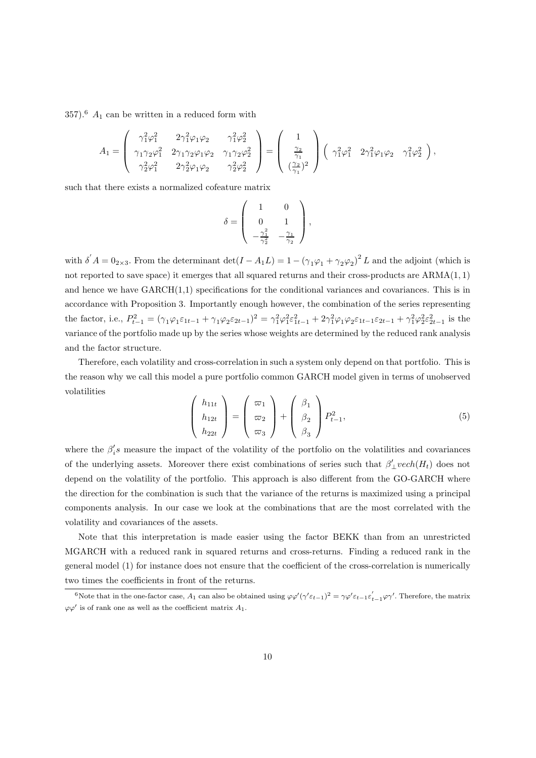357).[6] $A_1$ can be written in a reduced form with

$$A_1 = \begin{pmatrix} \gamma_1^2\varphi_1^2 & 2\gamma_1^2\varphi_1\varphi_2 & \gamma_1^2\varphi_2^2 \\ \gamma_1\gamma_2\varphi_1^2 & 2\gamma_1\gamma_2\varphi_1\varphi_2 & \gamma_1\gamma_2\varphi_2^2 \\ \gamma_2^2\varphi_1^2 & 2\gamma_2^2\varphi_1\varphi_2 & \gamma_2^2\varphi_2^2 \end{pmatrix} = \begin{pmatrix} 1 \\ \frac{\gamma_2}{\gamma_1} \\ (\frac{\gamma_2}{\gamma_1})^2 \end{pmatrix} \begin{pmatrix} \gamma_1^2\varphi_1^2 & 2\gamma_1^2\varphi_1\varphi_2 & \gamma_1^2\varphi_2^2 \end{pmatrix},$$

such that there exists a normalized cofeature matrix

$$\delta = \begin{pmatrix} 1 & 0 \\ 0 & 1 \\ -\frac{\gamma_1^2}{\gamma_2^2} & -\frac{\gamma_1}{\gamma_2} \end{pmatrix},$$

with $\delta' A = 0_{2\times 3}$. From the determinant $\det(I - A_1 L) = 1 - (\gamma_1\varphi_1 + \gamma_2\varphi_2)^2 L$ and the adjoint (which is not reported to save space) it emerges that all squared returns and their cross-products are ARMA$(1,1)$ and hence we have GARCH(1,1) specifications for the conditional variances and covariances. This is in accordance with Proposition 3. Importantly enough however, the combination of the series representing the factor, i.e., $P_{t-1}^2 = (\gamma_1\varphi_1\varepsilon_{1t-1} + \gamma_1\varphi_2\varepsilon_{2t-1})^2 = \gamma_1^2\varphi_1^2\varepsilon_{1t-1}^2 + 2\gamma_1^2\varphi_1\varphi_2\varepsilon_{1t-1}\varepsilon_{2t-1} + \gamma_1^2\varphi_2^2\varepsilon_{2t-1}^2$ is the variance of the portfolio made up by the series whose weights are determined by the reduced rank analysis and the factor structure.

Therefore, each volatility and cross-correlation in such a system only depend on that portfolio. This is the reason why we call this model a pure portfolio common GARCH model given in terms of unobserved volatilities

$$\begin{pmatrix} h_{11t} \\ h_{12t} \\ h_{22t} \end{pmatrix} = \begin{pmatrix} \varpi_1 \\ \varpi_2 \\ \varpi_3 \end{pmatrix} + \begin{pmatrix} \beta_1 \\ \beta_2 \\ \beta_3 \end{pmatrix} P_{t-1}^2, \tag{5}$$

where the $\beta_i's$ measure the impact of the volatility of the portfolio on the volatilities and covariances of the underlying assets. Moreover there exist combinations of series such that $\beta_\perp' vech(H_t)$ does not depend on the volatility of the portfolio. This approach is also different from the GO-GARCH where the direction for the combination is such that the variance of the returns is maximized using a principal components analysis. In our case we look at the combinations that are the most correlated with the volatility and covariances of the assets.

Note that this interpretation is made easier using the factor BEKK than from an unrestricted MGARCH with a reduced rank in squared returns and cross-returns. Finding a reduced rank in the general model (1) for instance does not ensure that the coefficient of the cross-correlation is numerically two times the coefficients in front of the returns.

[6] Note that in the one-factor case, $A_1$ can also be obtained using $\varphi\varphi'(\gamma'\varepsilon_{t-1})^2 = \gamma\varphi'\varepsilon_{t-1}\varepsilon_{t-1}'\varphi\gamma'$. Therefore, the matrix $\varphi\varphi'$ is of rank one as well as the coefficient matrix $A_1$.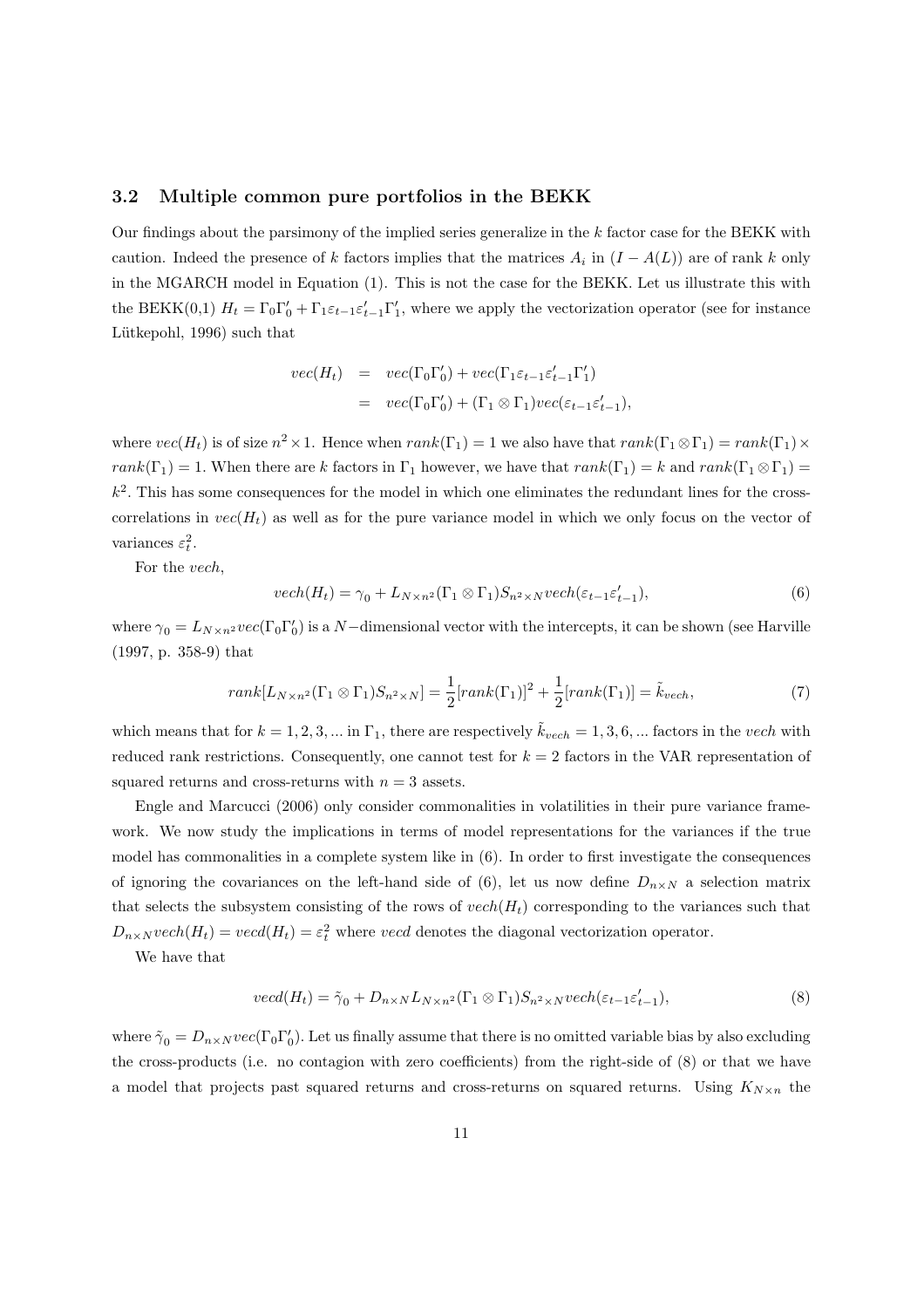### 3.2 Multiple common pure portfolios in the BEKK

Our findings about the parsimony of the implied series generalize in the $k$ factor case for the BEKK with caution. Indeed the presence of $k$ factors implies that the matrices $A_i$ in $(I - A(L))$ are of rank $k$ only in the MGARCH model in Equation (1). This is not the case for the BEKK. Let us illustrate this with the BEKK(0,1) $H_t = \Gamma_0\Gamma_0' + \Gamma_1\varepsilon_{t-1}\varepsilon_{t-1}'\Gamma_1'$, where we apply the vectorization operator (see for instance Lütkepohl, 1996) such that

$$
\begin{aligned}
vec(H_t) &= vec(\Gamma_0\Gamma_0') + vec(\Gamma_1\varepsilon_{t-1}\varepsilon_{t-1}'\Gamma_1') \\
&= vec(\Gamma_0\Gamma_0') + (\Gamma_1 \otimes \Gamma_1)vec(\varepsilon_{t-1}\varepsilon_{t-1}'),
\end{aligned}
$$

where $vec(H_t)$ is of size $n^2 \times 1$. Hence when $rank(\Gamma_1) = 1$ we also have that $rank(\Gamma_1 \otimes \Gamma_1) = rank(\Gamma_1) \times rank(\Gamma_1) = 1$. When there are $k$ factors in $\Gamma_1$ however, we have that $rank(\Gamma_1) = k$ and $rank(\Gamma_1 \otimes \Gamma_1) = k^2$. This has some consequences for the model in which one eliminates the redundant lines for the cross-correlations in $vec(H_t)$ as well as for the pure variance model in which we only focus on the vector of variances $\varepsilon_t^2$.

For the *vech*,

$$
vech(H_t) = \gamma_0 + L_{N\times n^2}(\Gamma_1 \otimes \Gamma_1)S_{n^2\times N}vech(\varepsilon_{t-1}\varepsilon_{t-1}'), \tag{6}
$$

where $\gamma_0 = L_{N\times n^2}vec(\Gamma_0\Gamma_0')$ is a $N-$dimensional vector with the intercepts, it can be shown (see Harville (1997, p. 358-9) that

$$
rank[L_{N\times n^2}(\Gamma_1 \otimes \Gamma_1)S_{n^2\times N}] = \frac{1}{2}[rank(\Gamma_1)]^2 + \frac{1}{2}[rank(\Gamma_1)] = \tilde{k}_{vech}, \tag{7}
$$

which means that for $k = 1, 2, 3, ...$ in $\Gamma_1$, there are respectively $\tilde{k}_{vech} = 1, 3, 6, ...$ factors in the *vech* with reduced rank restrictions. Consequently, one cannot test for $k = 2$ factors in the VAR representation of squared returns and cross-returns with $n = 3$ assets.

Engle and Marcucci (2006) only consider commonalities in volatilities in their pure variance framework. We now study the implications in terms of model representations for the variances if the true model has commonalities in a complete system like in (6). In order to first investigate the consequences of ignoring the covariances on the left-hand side of (6), let us now define $D_{n\times N}$ a selection matrix that selects the subsystem consisting of the rows of $vech(H_t)$ corresponding to the variances such that $D_{n\times N}vech(H_t) = vecd(H_t) = \varepsilon_t^2$ where *vecd* denotes the diagonal vectorization operator.

We have that

$$
vecd(H_t) = \tilde{\gamma}_0 + D_{n\times N}L_{N\times n^2}(\Gamma_1 \otimes \Gamma_1)S_{n^2\times N}vech(\varepsilon_{t-1}\varepsilon_{t-1}'), \tag{8}
$$

where $\tilde{\gamma}_0 = D_{n\times N}vec(\Gamma_0\Gamma_0')$. Let us finally assume that there is no omitted variable bias by also excluding the cross-products (i.e. no contagion with zero coefficients) from the right-side of (8) or that we have a model that projects past squared returns and cross-returns on squared returns. Using $K_{N\times n}$ the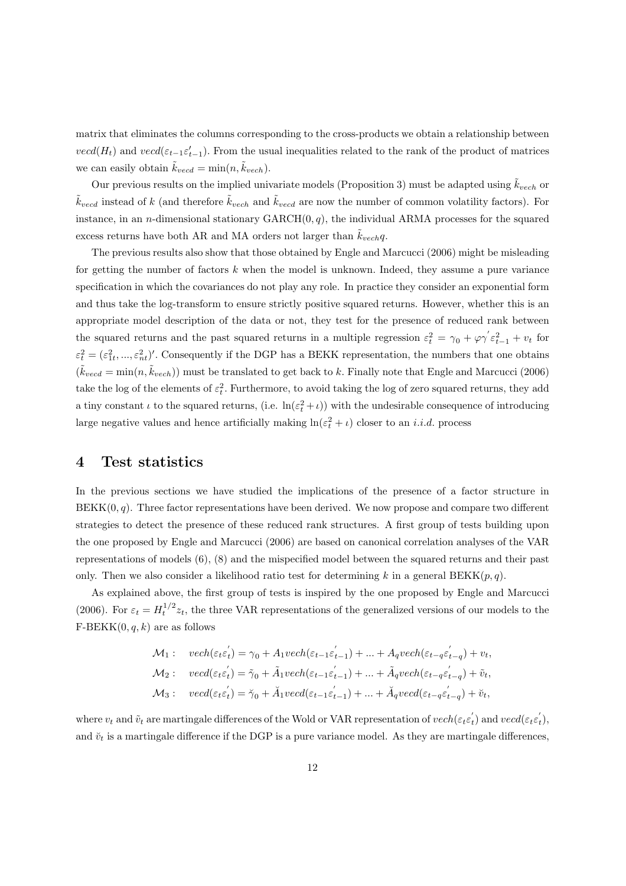matrix that eliminates the columns corresponding to the cross-products we obtain a relationship between $vecd(H_t)$ and $vecd(\varepsilon_{t-1}\varepsilon_{t-1}')$. From the usual inequalities related to the rank of the product of matrices we can easily obtain $\tilde{k}_{vecd} = \min(n, \tilde{k}_{vech})$.

Our previous results on the implied univariate models (Proposition 3) must be adapted using $\tilde{k}_{vech}$ or $\tilde{k}_{vecd}$ instead of $k$ (and therefore $\tilde{k}_{vech}$ and $\tilde{k}_{vecd}$ are now the number of common volatility factors). For instance, in an $n$-dimensional stationary GARCH$(0, q)$, the individual ARMA processes for the squared excess returns have both AR and MA orders not larger than $\tilde{k}_{vech}q$.

The previous results also show that those obtained by Engle and Marcucci (2006) might be misleading for getting the number of factors $k$ when the model is unknown. Indeed, they assume a pure variance specification in which the covariances do not play any role. In practice they consider an exponential form and thus take the log-transform to ensure strictly positive squared returns. However, whether this is an appropriate model description of the data or not, they test for the presence of reduced rank between the squared returns and the past squared returns in a multiple regression $\varepsilon_t^2 = \gamma_0 + \varphi\gamma'\varepsilon_{t-1}^2 + v_t$ for $\varepsilon_t^2 = (\varepsilon_{1t}^2, ..., \varepsilon_{nt}^2)'$. Consequently if the DGP has a BEKK representation, the numbers that one obtains $(\tilde{k}_{vecd} = \min(n, \tilde{k}_{vech}))$ must be translated to get back to $k$. Finally note that Engle and Marcucci (2006) take the log of the elements of $\varepsilon_t^2$. Furthermore, to avoid taking the log of zero squared returns, they add a tiny constant $\iota$ to the squared returns, (i.e. $\ln(\varepsilon_t^2 + \iota)$) with the undesirable consequence of introducing large negative values and hence artificially making $\ln(\varepsilon_t^2 + \iota)$ closer to an *i.i.d.* process

# 4 Test statistics

In the previous sections we have studied the implications of the presence of a factor structure in BEKK$(0, q)$. Three factor representations have been derived. We now propose and compare two different strategies to detect the presence of these reduced rank structures. A first group of tests building upon the one proposed by Engle and Marcucci (2006) are based on canonical correlation analyses of the VAR representations of models (6), (8) and the mispecified model between the squared returns and their past only. Then we also consider a likelihood ratio test for determining $k$ in a general BEKK$(p, q)$.

As explained above, the first group of tests is inspired by the one proposed by Engle and Marcucci (2006). For $\varepsilon_t = H_t^{1/2} z_t$, the three VAR representations of the generalized versions of our models to the F-BEKK$(0, q, k)$ are as follows

$$
\begin{aligned}
\mathcal{M}_1: &\quad vech(\varepsilon_t\varepsilon_t') = \gamma_0 + A_1 vech(\varepsilon_{t-1}\varepsilon_{t-1}') + ... + A_q vech(\varepsilon_{t-q}\varepsilon_{t-q}') + v_t, \\
\mathcal{M}_2: &\quad vecd(\varepsilon_t\varepsilon_t') = \tilde{\gamma}_0 + \tilde{A}_1 vech(\varepsilon_{t-1}\varepsilon_{t-1}') + ... + \tilde{A}_q vech(\varepsilon_{t-q}\varepsilon_{t-q}') + \tilde{v}_t, \\
\mathcal{M}_3: &\quad vecd(\varepsilon_t\varepsilon_t') = \breve{\gamma}_0 + \breve{A}_1 vecd(\varepsilon_{t-1}\varepsilon_{t-1}') + ... + \breve{A}_q vecd(\varepsilon_{t-q}\varepsilon_{t-q}') + \breve{v}_t,
\end{aligned}
$$

where $v_t$ and $\tilde{v}_t$ are martingale differences of the Wold or VAR representation of $vech(\varepsilon_t\varepsilon_t')$ and $vecd(\varepsilon_t\varepsilon_t')$, and $\breve{v}_t$ is a martingale difference if the DGP is a pure variance model. As they are martingale differences,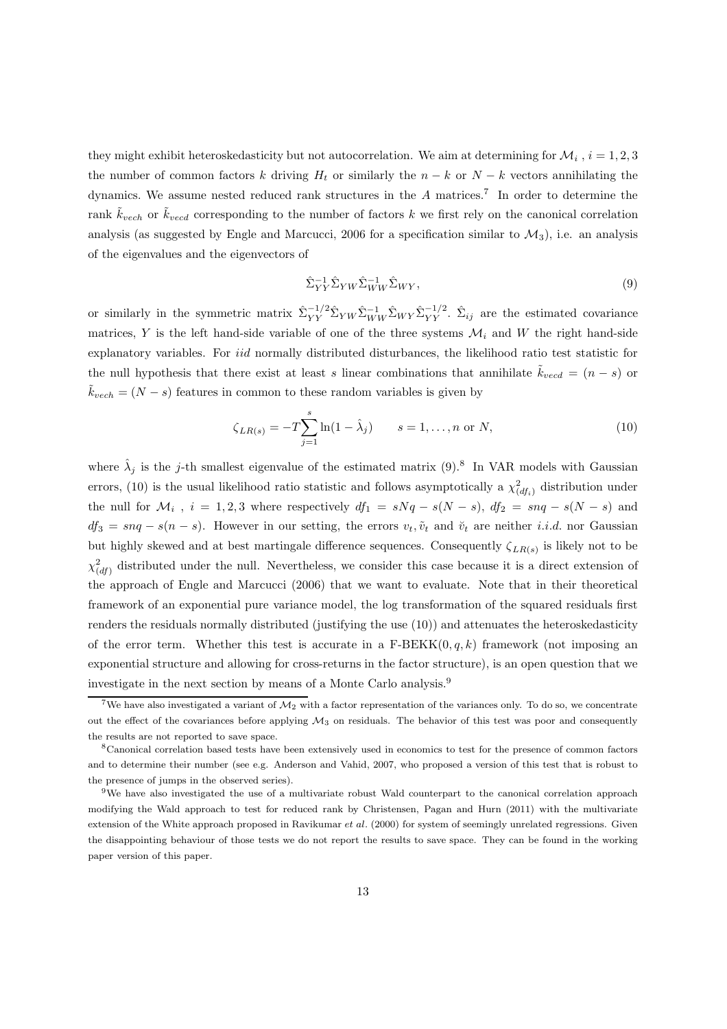they might exhibit heteroskedasticity but not autocorrelation. We aim at determining for $\mathcal{M}_i$ , $i = 1, 2, 3$ the number of common factors $k$ driving $H_t$ or similarly the $n - k$ or $N - k$ vectors annihilating the dynamics. We assume nested reduced rank structures in the $A$ matrices.[7] In order to determine the rank $\tilde{k}_{vech}$ or $\tilde{k}_{vecd}$ corresponding to the number of factors $k$ we first rely on the canonical correlation analysis (as suggested by Engle and Marcucci, 2006 for a specification similar to $\mathcal{M}_3$), i.e. an analysis of the eigenvalues and the eigenvectors of

$$\hat{\Sigma}_{YY}^{-1}\hat{\Sigma}_{YW}\hat{\Sigma}_{WW}^{-1}\hat{\Sigma}_{WY}, \tag{9}$$

or similarly in the symmetric matrix $\hat{\Sigma}_{YY}^{-1/2}\hat{\Sigma}_{YW}\hat{\Sigma}_{WW}^{-1}\hat{\Sigma}_{WY}\hat{\Sigma}_{YY}^{-1/2}$. $\hat{\Sigma}_{ij}$ are the estimated covariance matrices, $Y$ is the left hand-side variable of one of the three systems $\mathcal{M}_i$ and $W$ the right hand-side explanatory variables. For *iid* normally distributed disturbances, the likelihood ratio test statistic for the null hypothesis that there exist at least $s$ linear combinations that annihilate $\tilde{k}_{vecd} = (n - s)$ or $\tilde{k}_{vech} = (N - s)$ features in common to these random variables is given by

$$\zeta_{LR(s)} = -T\sum_{j=1}^{s}\ln(1 - \hat{\lambda}_j) \qquad s = 1, \ldots, n \text{ or } N, \tag{10}$$

where $\hat{\lambda}_j$ is the $j$-th smallest eigenvalue of the estimated matrix (9).[8] In VAR models with Gaussian errors, (10) is the usual likelihood ratio statistic and follows asymptotically a $\chi^2_{(df_i)}$ distribution under the null for $\mathcal{M}_i$ , $i = 1, 2, 3$ where respectively $df_1 = sNq - s(N - s)$, $df_2 = snq - s(N - s)$ and $df_3 = snq - s(n - s)$. However in our setting, the errors $v_t, \tilde{v}_t$ and $\breve{v}_t$ are neither *i.i.d.* nor Gaussian but highly skewed and at best martingale difference sequences. Consequently $\zeta_{LR(s)}$ is likely not to be $\chi^2_{(df)}$ distributed under the null. Nevertheless, we consider this case because it is a direct extension of the approach of Engle and Marcucci (2006) that we want to evaluate. Note that in their theoretical framework of an exponential pure variance model, the log transformation of the squared residuals first renders the residuals normally distributed (justifying the use (10)) and attenuates the heteroskedasticity of the error term. Whether this test is accurate in a F-BEKK$(0, q, k)$ framework (not imposing an exponential structure and allowing for cross-returns in the factor structure), is an open question that we investigate in the next section by means of a Monte Carlo analysis.[9]

[7] We have also investigated a variant of $\mathcal{M}_2$ with a factor representation of the variances only. To do so, we concentrate out the effect of the covariances before applying $\mathcal{M}_3$ on residuals. The behavior of this test was poor and consequently the results are not reported to save space.

[8] Canonical correlation based tests have been extensively used in economics to test for the presence of common factors and to determine their number (see e.g. Anderson and Vahid, 2007, who proposed a version of this test that is robust to the presence of jumps in the observed series).

[9] We have also investigated the use of a multivariate robust Wald counterpart to the canonical correlation approach modifying the Wald approach to test for reduced rank by Christensen, Pagan and Hurn (2011) with the multivariate extension of the White approach proposed in Ravikumar *et al*. (2000) for system of seemingly unrelated regressions. Given the disappointing behaviour of those tests we do not report the results to save space. They can be found in the working paper version of this paper.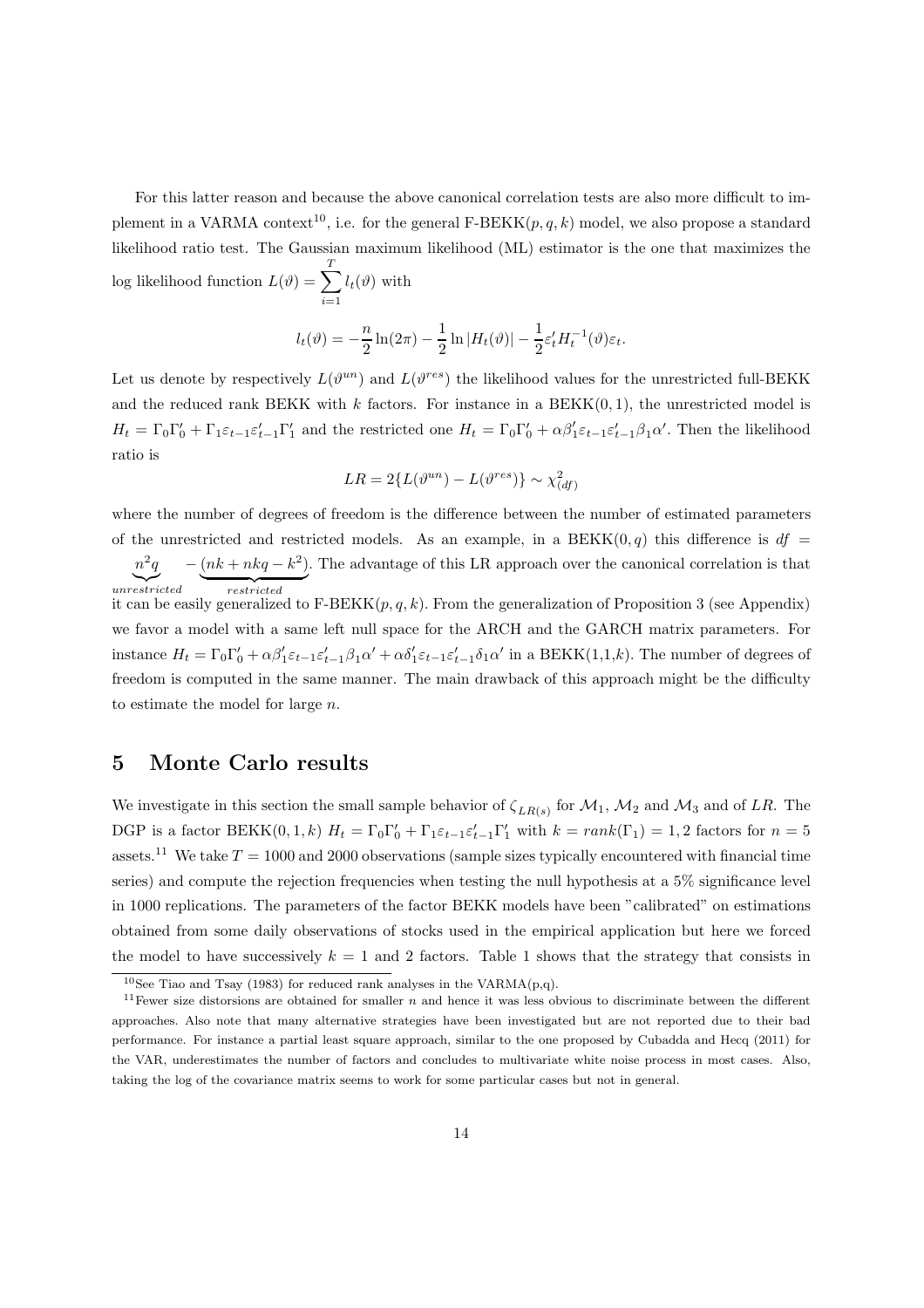For this latter reason and because the above canonical correlation tests are also more difficult to implement in a VARMA context[10], i.e. for the general F-BEKK$(p, q, k)$ model, we also propose a standard likelihood ratio test. The Gaussian maximum likelihood (ML) estimator is the one that maximizes the log likelihood function $L(\vartheta) = \sum_{i=1}^{T} l_t(\vartheta)$ with

$$l_t(\vartheta) = -\frac{n}{2}\ln(2\pi) - \frac{1}{2}\ln|H_t(\vartheta)| - \frac{1}{2}\varepsilon_t' H_t^{-1}(\vartheta)\varepsilon_t.$$

Let us denote by respectively $L(\vartheta^{un})$ and $L(\vartheta^{res})$ the likelihood values for the unrestricted full-BEKK and the reduced rank BEKK with $k$ factors. For instance in a BEKK$(0, 1)$, the unrestricted model is $H_t = \Gamma_0\Gamma_0' + \Gamma_1\varepsilon_{t-1}\varepsilon_{t-1}'\Gamma_1'$ and the restricted one $H_t = \Gamma_0\Gamma_0' + \alpha\beta_1'\varepsilon_{t-1}\varepsilon_{t-1}'\beta_1\alpha'$. Then the likelihood ratio is

$$LR = 2\{L(\vartheta^{un}) - L(\vartheta^{res})\} \sim \chi^2_{(df)}$$

where the number of degrees of freedom is the difference between the number of estimated parameters of the unrestricted and restricted models. As an example, in a BEKK$(0, q)$ this difference is $df = \underbrace{n^2q}_{unrestricted} - \underbrace{(nk + nkq - k^2)}_{restricted}$. The advantage of this LR approach over the canonical correlation is that it can be easily generalized to F-BEKK$(p, q, k)$. From the generalization of Proposition 3 (see Appendix) we favor a model with a same left null space for the ARCH and the GARCH matrix parameters. For instance $H_t = \Gamma_0\Gamma_0' + \alpha\beta_1'\varepsilon_{t-1}\varepsilon_{t-1}'\beta_1\alpha' + \alpha\delta_1'\varepsilon_{t-1}\varepsilon_{t-1}'\delta_1\alpha'$ in a BEKK(1,1,$k$). The number of degrees of freedom is computed in the same manner. The main drawback of this approach might be the difficulty to estimate the model for large $n$.

## 5 Monte Carlo results

We investigate in this section the small sample behavior of $\zeta_{LR(s)}$ for $\mathcal{M}_1$, $\mathcal{M}_2$ and $\mathcal{M}_3$ and of $LR$. The DGP is a factor BEKK$(0, 1, k)$ $H_t = \Gamma_0\Gamma_0' + \Gamma_1\varepsilon_{t-1}\varepsilon_{t-1}'\Gamma_1'$ with $k = rank(\Gamma_1) = 1, 2$ factors for $n = 5$ assets.[11] We take $T = 1000$ and 2000 observations (sample sizes typically encountered with financial time series) and compute the rejection frequencies when testing the null hypothesis at a 5% significance level in 1000 replications. The parameters of the factor BEKK models have been "calibrated" on estimations obtained from some daily observations of stocks used in the empirical application but here we forced the model to have successively $k = 1$ and 2 factors. Table 1 shows that the strategy that consists in

[10] See Tiao and Tsay (1983) for reduced rank analyses in the VARMA(p,q).

[11] Fewer size distorsions are obtained for smaller $n$ and hence it was less obvious to discriminate between the different approaches. Also note that many alternative strategies have been investigated but are not reported due to their bad performance. For instance a partial least square approach, similar to the one proposed by Cubadda and Hecq (2011) for the VAR, underestimates the number of factors and concludes to multivariate white noise process in most cases. Also, taking the log of the covariance matrix seems to work for some particular cases but not in general.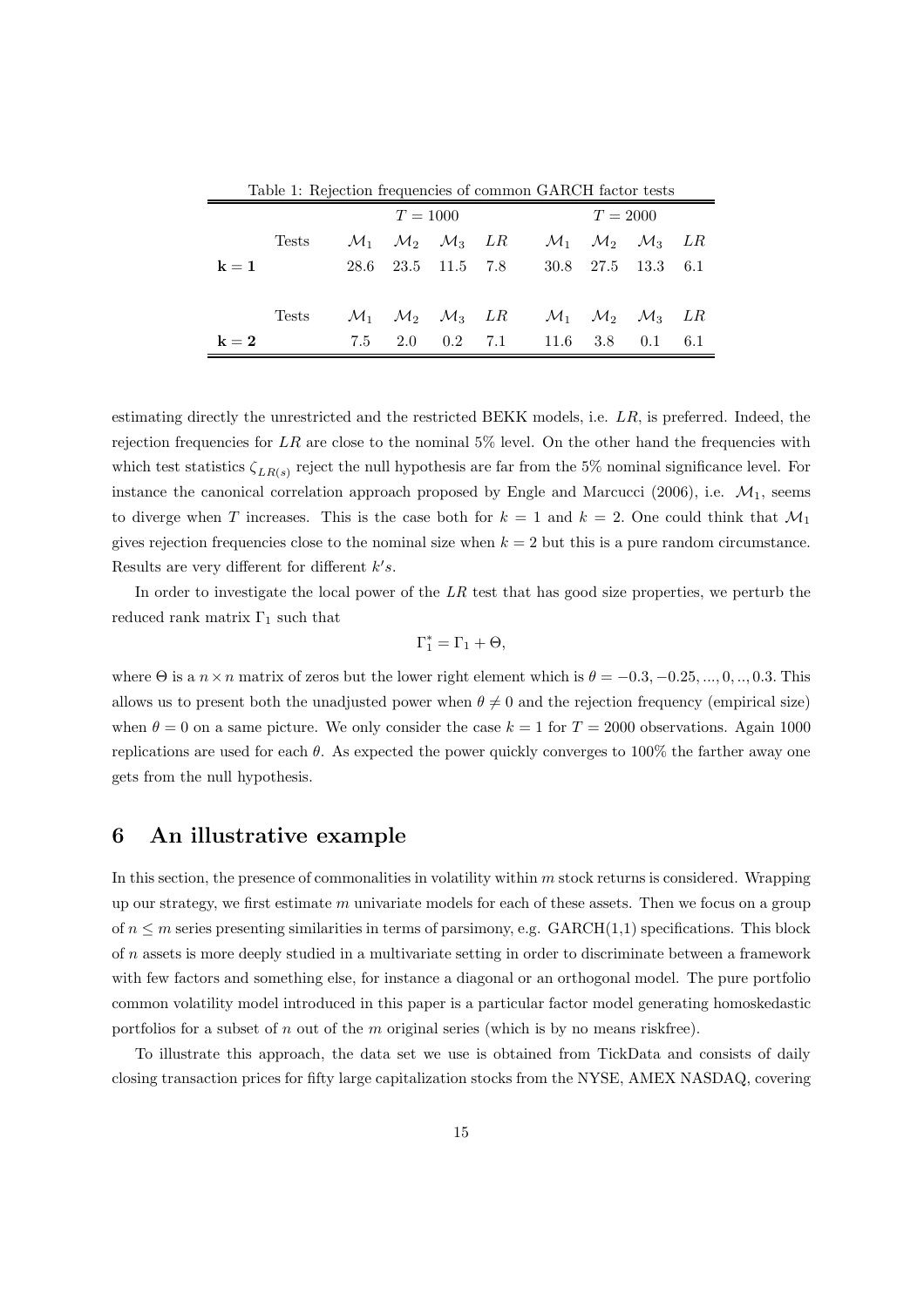Table 1: Rejection frequencies of common GARCH factor tests

| | | $T = 1000$ | | | | $T = 2000$ | | | |
|---|---|---|---|---|---|---|---|---|---|
| | Tests | $\mathcal{M}_1$ | $\mathcal{M}_2$ | $\mathcal{M}_3$ | $LR$ | $\mathcal{M}_1$ | $\mathcal{M}_2$ | $\mathcal{M}_3$ | $LR$ |
| $\mathbf{k=1}$ | | 28.6 | 23.5 | 11.5 | 7.8 | 30.8 | 27.5 | 13.3 | 6.1 |
| | Tests | $\mathcal{M}_1$ | $\mathcal{M}_2$ | $\mathcal{M}_3$ | $LR$ | $\mathcal{M}_1$ | $\mathcal{M}_2$ | $\mathcal{M}_3$ | $LR$ |
| $\mathbf{k=2}$ | | 7.5 | 2.0 | 0.2 | 7.1 | 11.6 | 3.8 | 0.1 | 6.1 |

estimating directly the unrestricted and the restricted BEKK models, i.e. $LR$, is preferred. Indeed, the rejection frequencies for $LR$ are close to the nominal 5% level. On the other hand the frequencies with which test statistics $\zeta_{LR(s)}$ reject the null hypothesis are far from the 5% nominal significance level. For instance the canonical correlation approach proposed by Engle and Marcucci (2006), i.e. $\mathcal{M}_1$, seems to diverge when $T$ increases. This is the case both for $k = 1$ and $k = 2$. One could think that $\mathcal{M}_1$ gives rejection frequencies close to the nominal size when $k = 2$ but this is a pure random circumstance. Results are very different for different $k's$.

In order to investigate the local power of the $LR$ test that has good size properties, we perturb the reduced rank matrix $\Gamma_1$ such that

$$\Gamma_1^* = \Gamma_1 + \Theta,$$

where $\Theta$ is a $n \times n$ matrix of zeros but the lower right element which is $\theta = -0.3, -0.25, ..., 0, .., 0.3$. This allows us to present both the unadjusted power when $\theta \neq 0$ and the rejection frequency (empirical size) when $\theta = 0$ on a same picture. We only consider the case $k = 1$ for $T = 2000$ observations. Again 1000 replications are used for each $\theta$. As expected the power quickly converges to 100% the farther away one gets from the null hypothesis.

# 6 An illustrative example

In this section, the presence of commonalities in volatility within $m$ stock returns is considered. Wrapping up our strategy, we first estimate $m$ univariate models for each of these assets. Then we focus on a group of $n \leq m$ series presenting similarities in terms of parsimony, e.g. GARCH(1,1) specifications. This block of $n$ assets is more deeply studied in a multivariate setting in order to discriminate between a framework with few factors and something else, for instance a diagonal or an orthogonal model. The pure portfolio common volatility model introduced in this paper is a particular factor model generating homoskedastic portfolios for a subset of $n$ out of the $m$ original series (which is by no means riskfree).

To illustrate this approach, the data set we use is obtained from TickData and consists of daily closing transaction prices for fifty large capitalization stocks from the NYSE, AMEX NASDAQ, covering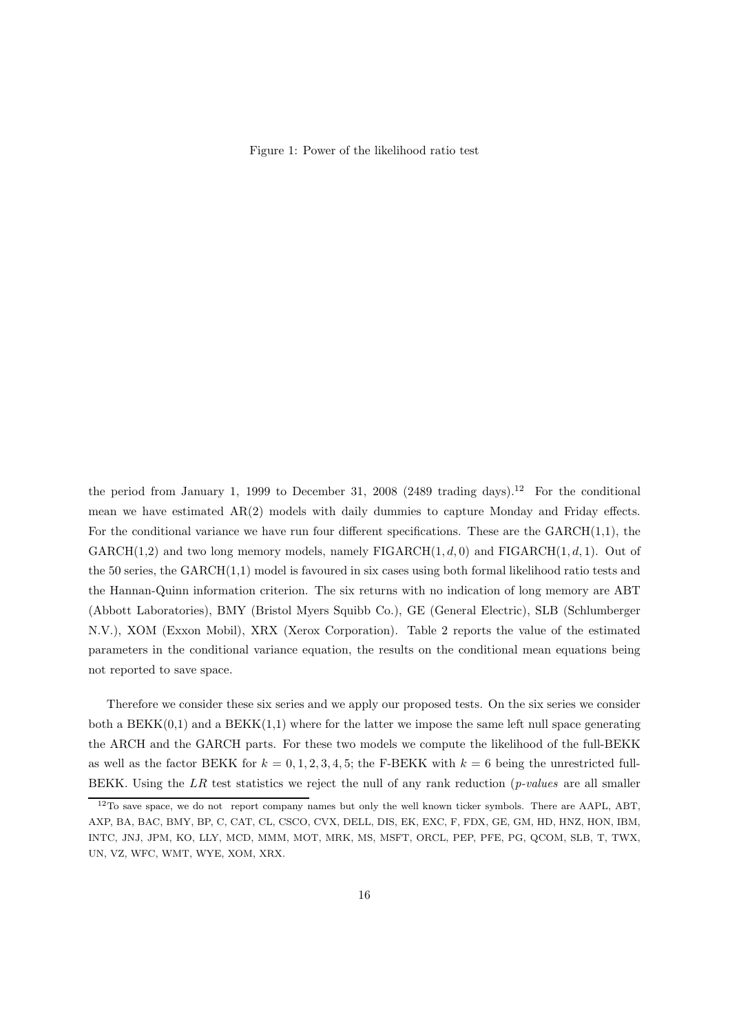Figure 1: Power of the likelihood ratio test

the period from January 1, 1999 to December 31, 2008 (2489 trading days).[12] For the conditional mean we have estimated AR(2) models with daily dummies to capture Monday and Friday effects. For the conditional variance we have run four different specifications. These are the GARCH(1,1), the GARCH(1,2) and two long memory models, namely FIGARCH$(1, d, 0)$ and FIGARCH$(1, d, 1)$. Out of the 50 series, the GARCH(1,1) model is favoured in six cases using both formal likelihood ratio tests and the Hannan-Quinn information criterion. The six returns with no indication of long memory are ABT (Abbott Laboratories), BMY (Bristol Myers Squibb Co.), GE (General Electric), SLB (Schlumberger N.V.), XOM (Exxon Mobil), XRX (Xerox Corporation). Table 2 reports the value of the estimated parameters in the conditional variance equation, the results on the conditional mean equations being not reported to save space.

Therefore we consider these six series and we apply our proposed tests. On the six series we consider both a BEKK(0,1) and a BEKK(1,1) where for the latter we impose the same left null space generating the ARCH and the GARCH parts. For these two models we compute the likelihood of the full-BEKK as well as the factor BEKK for $k = 0, 1, 2, 3, 4, 5$; the F-BEKK with $k = 6$ being the unrestricted full-BEKK. Using the $LR$ test statistics we reject the null of any rank reduction (*p-values* are all smaller

[12] To save space, we do not report company names but only the well known ticker symbols. There are AAPL, ABT, AXP, BA, BAC, BMY, BP, C, CAT, CL, CSCO, CVX, DELL, DIS, EK, EXC, F, FDX, GE, GM, HD, HNZ, HON, IBM, INTC, JNJ, JPM, KO, LLY, MCD, MMM, MOT, MRK, MS, MSFT, ORCL, PEP, PFE, PG, QCOM, SLB, T, TWX, UN, VZ, WFC, WMT, WYE, XOM, XRX.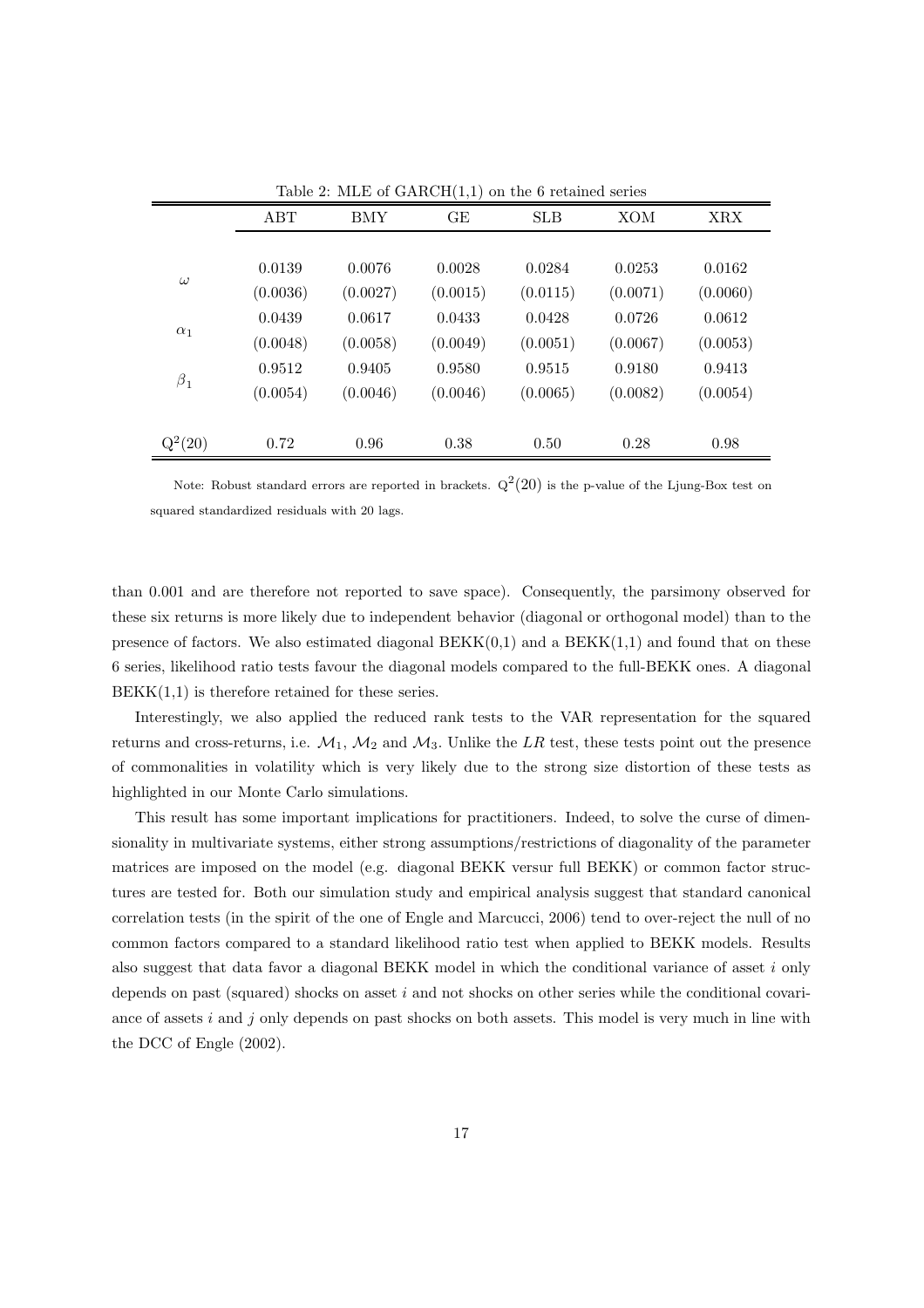Table 2: MLE of GARCH(1,1) on the 6 retained series

| | ABT | BMY | GE | SLB | XOM | XRX |
|---|---|---|---|---|---|---|
| $\omega$ | 0.0139 | 0.0076 | 0.0028 | 0.0284 | 0.0253 | 0.0162 |
| | (0.0036) | (0.0027) | (0.0015) | (0.0115) | (0.0071) | (0.0060) |
| $\alpha_1$ | 0.0439 | 0.0617 | 0.0433 | 0.0428 | 0.0726 | 0.0612 |
| | (0.0048) | (0.0058) | (0.0049) | (0.0051) | (0.0067) | (0.0053) |
| $\beta_1$ | 0.9512 | 0.9405 | 0.9580 | 0.9515 | 0.9180 | 0.9413 |
| | (0.0054) | (0.0046) | (0.0046) | (0.0065) | (0.0082) | (0.0054) |
| $Q^2(20)$ | 0.72 | 0.96 | 0.38 | 0.50 | 0.28 | 0.98 |

Note: Robust standard errors are reported in brackets. $Q^2(20)$ is the p-value of the Ljung-Box test on squared standardized residuals with 20 lags.

than 0.001 and are therefore not reported to save space). Consequently, the parsimony observed for these six returns is more likely due to independent behavior (diagonal or orthogonal model) than to the presence of factors. We also estimated diagonal BEKK(0,1) and a BEKK(1,1) and found that on these 6 series, likelihood ratio tests favour the diagonal models compared to the full-BEKK ones. A diagonal BEKK(1,1) is therefore retained for these series.

Interestingly, we also applied the reduced rank tests to the VAR representation for the squared returns and cross-returns, i.e. $\mathcal{M}_1$, $\mathcal{M}_2$ and $\mathcal{M}_3$. Unlike the $LR$ test, these tests point out the presence of commonalities in volatility which is very likely due to the strong size distortion of these tests as highlighted in our Monte Carlo simulations.

This result has some important implications for practitioners. Indeed, to solve the curse of dimensionality in multivariate systems, either strong assumptions/restrictions of diagonality of the parameter matrices are imposed on the model (e.g. diagonal BEKK versur full BEKK) or common factor structures are tested for. Both our simulation study and empirical analysis suggest that standard canonical correlation tests (in the spirit of the one of Engle and Marcucci, 2006) tend to over-reject the null of no common factors compared to a standard likelihood ratio test when applied to BEKK models. Results also suggest that data favor a diagonal BEKK model in which the conditional variance of asset $i$ only depends on past (squared) shocks on asset $i$ and not shocks on other series while the conditional covariance of assets $i$ and $j$ only depends on past shocks on both assets. This model is very much in line with the DCC of Engle (2002).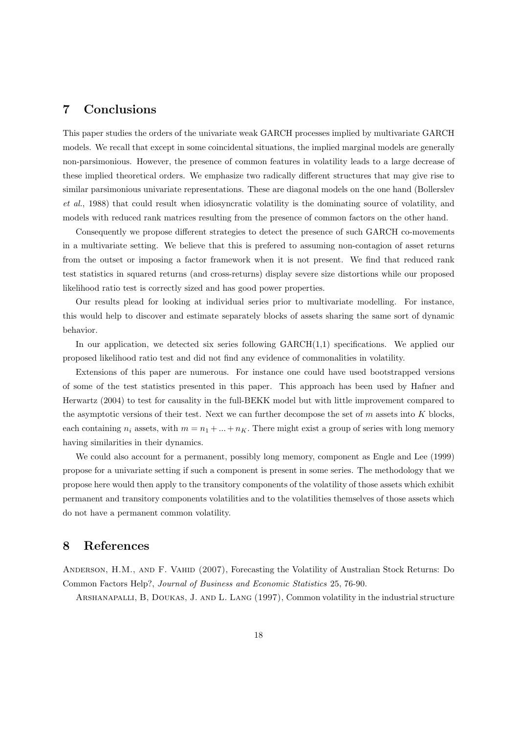## 7 Conclusions

This paper studies the orders of the univariate weak GARCH processes implied by multivariate GARCH models. We recall that except in some coincidental situations, the implied marginal models are generally non-parsimonious. However, the presence of common features in volatility leads to a large decrease of these implied theoretical orders. We emphasize two radically different structures that may give rise to similar parsimonious univariate representations. These are diagonal models on the one hand (Bollerslev *et al.*, 1988) that could result when idiosyncratic volatility is the dominating source of volatility, and models with reduced rank matrices resulting from the presence of common factors on the other hand.

Consequently we propose different strategies to detect the presence of such GARCH co-movements in a multivariate setting. We believe that this is prefered to assuming non-contagion of asset returns from the outset or imposing a factor framework when it is not present. We find that reduced rank test statistics in squared returns (and cross-returns) display severe size distortions while our proposed likelihood ratio test is correctly sized and has good power properties.

Our results plead for looking at individual series prior to multivariate modelling. For instance, this would help to discover and estimate separately blocks of assets sharing the same sort of dynamic behavior.

In our application, we detected six series following GARCH(1,1) specifications. We applied our proposed likelihood ratio test and did not find any evidence of commonalities in volatility.

Extensions of this paper are numerous. For instance one could have used bootstrapped versions of some of the test statistics presented in this paper. This approach has been used by Hafner and Herwartz (2004) to test for causality in the full-BEKK model but with little improvement compared to the asymptotic versions of their test. Next we can further decompose the set of $m$ assets into $K$ blocks, each containing $n_i$ assets, with $m = n_1 + ... + n_K$. There might exist a group of series with long memory having similarities in their dynamics.

We could also account for a permanent, possibly long memory, component as Engle and Lee (1999) propose for a univariate setting if such a component is present in some series. The methodology that we propose here would then apply to the transitory components of the volatility of those assets which exhibit permanent and transitory components volatilities and to the volatilities themselves of those assets which do not have a permanent common volatility.

## 8 References

Anderson, H.M., and F. Vahid (2007), Forecasting the Volatility of Australian Stock Returns: Do Common Factors Help?, *Journal of Business and Economic Statistics* 25, 76-90.

Arshanapalli, B, Doukas, J. and L. Lang (1997), Common volatility in the industrial structure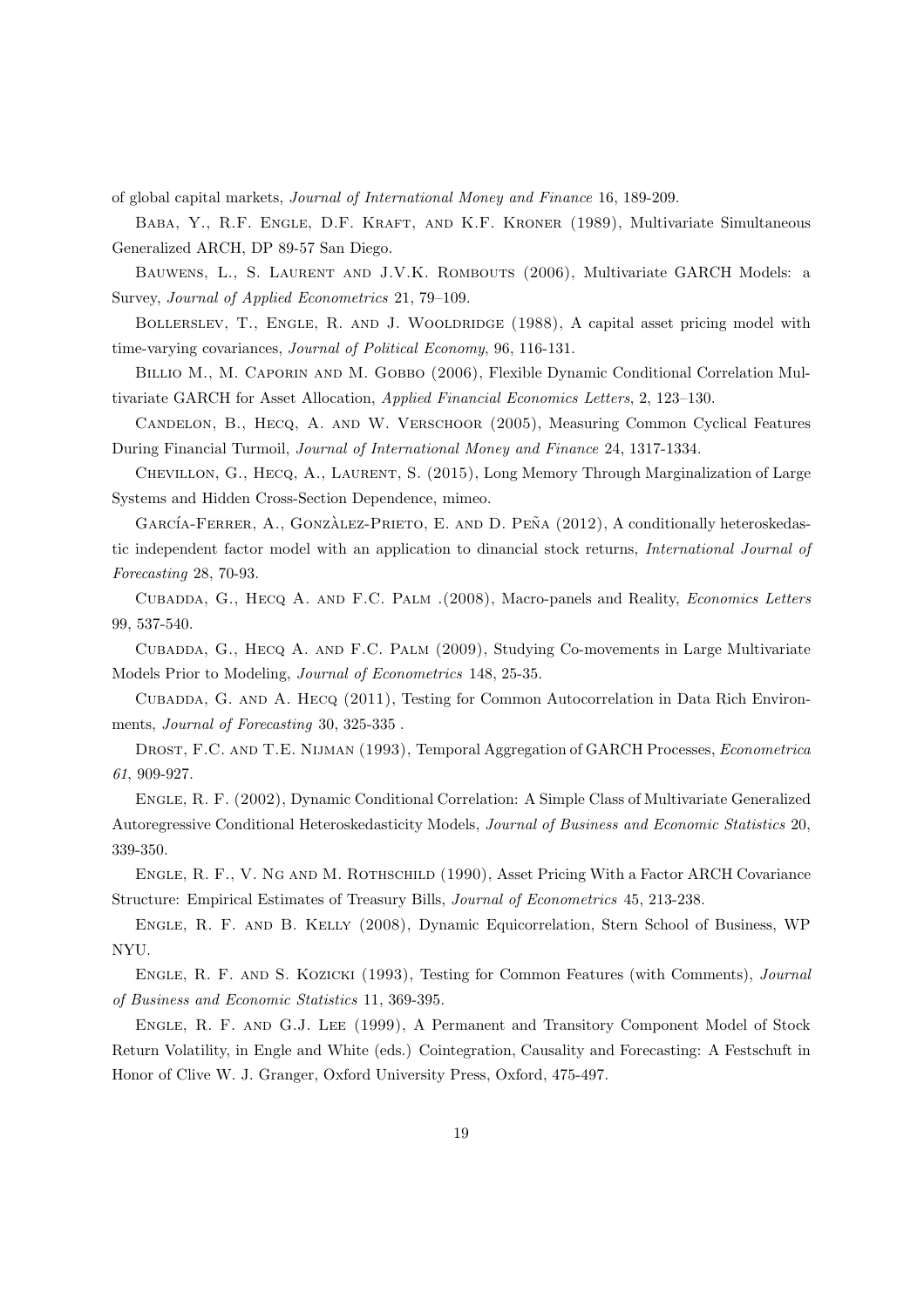of global capital markets, *Journal of International Money and Finance* 16, 189-209.

Baba, Y., R.F. Engle, D.F. Kraft, and K.F. Kroner (1989), Multivariate Simultaneous Generalized ARCH, DP 89-57 San Diego.

Bauwens, L., S. Laurent and J.V.K. Rombouts (2006), Multivariate GARCH Models: a Survey, *Journal of Applied Econometrics* 21, 79–109.

Bollerslev, T., Engle, R. and J. Wooldridge (1988), A capital asset pricing model with time-varying covariances, *Journal of Political Economy*, 96, 116-131.

Billio M., M. Caporin and M. Gobbo (2006), Flexible Dynamic Conditional Correlation Multivariate GARCH for Asset Allocation, *Applied Financial Economics Letters*, 2, 123–130.

Candelon, B., Hecq, A. and W. Verschoor (2005), Measuring Common Cyclical Features During Financial Turmoil, *Journal of International Money and Finance* 24, 1317-1334.

Chevillon, G., Hecq, A., Laurent, S. (2015), Long Memory Through Marginalization of Large Systems and Hidden Cross-Section Dependence, mimeo.

García-Ferrer, A., Gonzàlez-Prieto, E. and D. Peña (2012), A conditionally heteroskedastic independent factor model with an application to dinancial stock returns, *International Journal of Forecasting* 28, 70-93.

Cubadda, G., Hecq A. and F.C. Palm .(2008), Macro-panels and Reality, *Economics Letters* 99, 537-540.

Cubadda, G., Hecq A. and F.C. Palm (2009), Studying Co-movements in Large Multivariate Models Prior to Modeling, *Journal of Econometrics* 148, 25-35.

Cubadda, G. and A. Hecq (2011), Testing for Common Autocorrelation in Data Rich Environments, *Journal of Forecasting* 30, 325-335 .

Drost, F.C. and T.E. Nijman (1993), Temporal Aggregation of GARCH Processes, *Econometrica 61*, 909-927.

Engle, R. F. (2002), Dynamic Conditional Correlation: A Simple Class of Multivariate Generalized Autoregressive Conditional Heteroskedasticity Models, *Journal of Business and Economic Statistics* 20, 339-350.

Engle, R. F., V. Ng and M. Rothschild (1990), Asset Pricing With a Factor ARCH Covariance Structure: Empirical Estimates of Treasury Bills, *Journal of Econometrics* 45, 213-238.

Engle, R. F. and B. Kelly (2008), Dynamic Equicorrelation, Stern School of Business, WP NYU.

Engle, R. F. and S. Kozicki (1993), Testing for Common Features (with Comments), *Journal of Business and Economic Statistics* 11, 369-395.

Engle, R. F. and G.J. Lee (1999), A Permanent and Transitory Component Model of Stock Return Volatility, in Engle and White (eds.) Cointegration, Causality and Forecasting: A Festschuft in Honor of Clive W. J. Granger, Oxford University Press, Oxford, 475-497.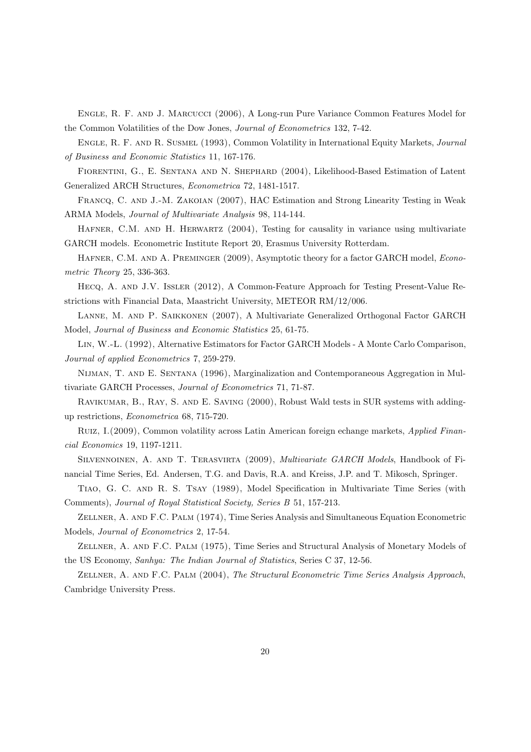Engle, R. F. and J. Marcucci (2006), A Long-run Pure Variance Common Features Model for the Common Volatilities of the Dow Jones, *Journal of Econometrics* 132, 7-42.

Engle, R. F. and R. Susmel (1993), Common Volatility in International Equity Markets, *Journal of Business and Economic Statistics* 11, 167-176.

Fiorentini, G., E. Sentana and N. Shephard (2004), Likelihood-Based Estimation of Latent Generalized ARCH Structures, *Econometrica* 72, 1481-1517.

Francq, C. and J.-M. Zakoian (2007), HAC Estimation and Strong Linearity Testing in Weak ARMA Models, *Journal of Multivariate Analysis* 98, 114-144.

Hafner, C.M. and H. Herwartz (2004), Testing for causality in variance using multivariate GARCH models. Econometric Institute Report 20, Erasmus University Rotterdam.

Hafner, C.M. and A. Preminger (2009), Asymptotic theory for a factor GARCH model, *Econometric Theory* 25, 336-363.

Hecq, A. and J.V. Issler (2012), A Common-Feature Approach for Testing Present-Value Restrictions with Financial Data, Maastricht University, METEOR RM/12/006.

Lanne, M. and P. Saikkonen (2007), A Multivariate Generalized Orthogonal Factor GARCH Model, *Journal of Business and Economic Statistics* 25, 61-75.

Lin, W.-L. (1992), Alternative Estimators for Factor GARCH Models - A Monte Carlo Comparison, *Journal of applied Econometrics* 7, 259-279.

Nijman, T. and E. Sentana (1996), Marginalization and Contemporaneous Aggregation in Multivariate GARCH Processes, *Journal of Econometrics* 71, 71-87.

Ravikumar, B., Ray, S. and E. Saving (2000), Robust Wald tests in SUR systems with adding-up restrictions, *Econometrica* 68, 715-720.

Ruiz, I.(2009), Common volatility across Latin American foreign echange markets, *Applied Financial Economics* 19, 1197-1211.

Silvennoinen, A. and T. Terasvirta (2009), *Multivariate GARCH Models*, Handbook of Financial Time Series, Ed. Andersen, T.G. and Davis, R.A. and Kreiss, J.P. and T. Mikosch, Springer.

Tiao, G. C. and R. S. Tsay (1989), Model Specification in Multivariate Time Series (with Comments), *Journal of Royal Statistical Society, Series B* 51, 157-213.

Zellner, A. and F.C. Palm (1974), Time Series Analysis and Simultaneous Equation Econometric Models, *Journal of Econometrics* 2, 17-54.

Zellner, A. and F.C. Palm (1975), Time Series and Structural Analysis of Monetary Models of the US Economy, *Sanhya: The Indian Journal of Statistics*, Series C 37, 12-56.

Zellner, A. and F.C. Palm (2004), *The Structural Econometric Time Series Analysis Approach*, Cambridge University Press.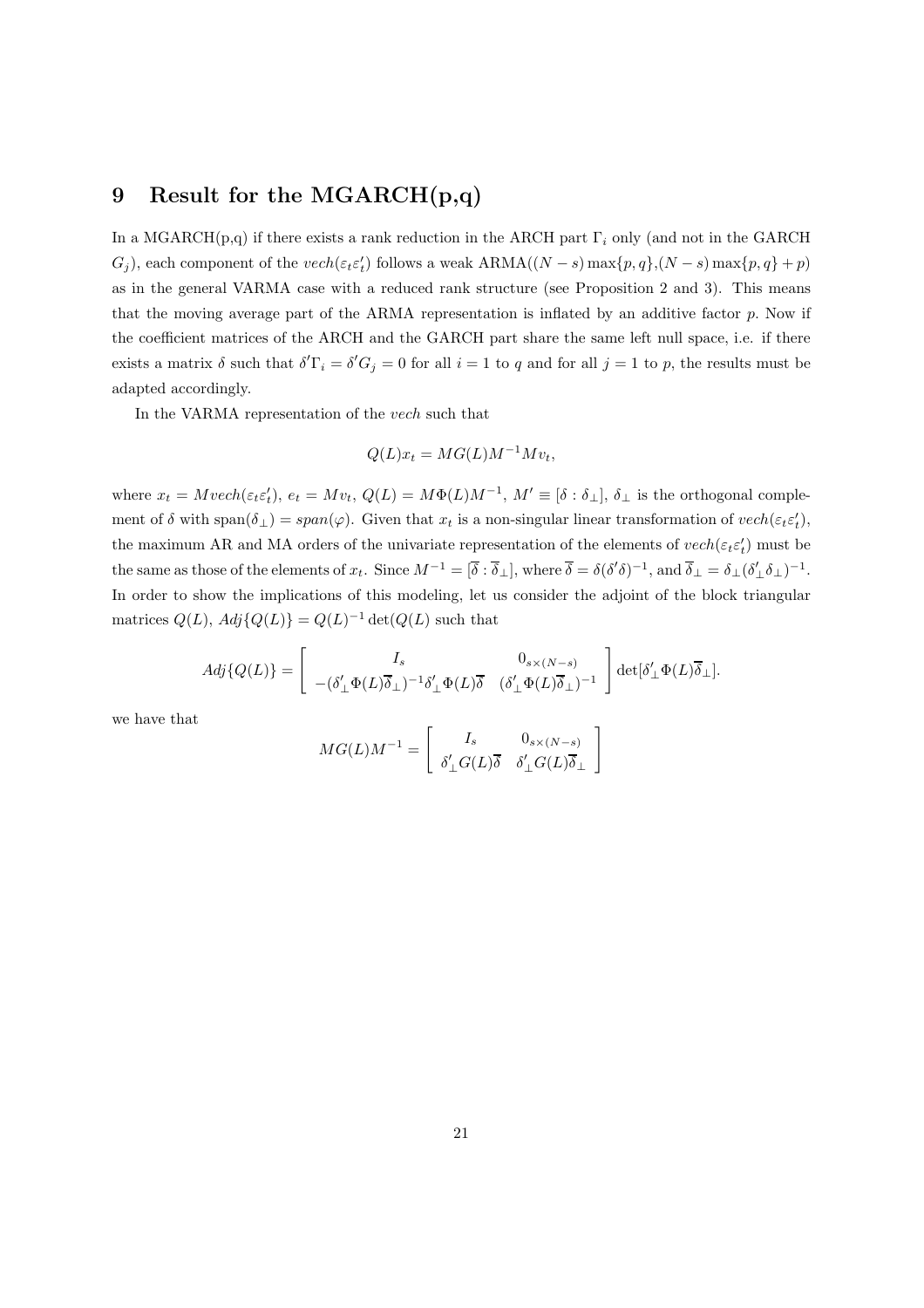# 9 Result for the MGARCH(p,q)

In a MGARCH(p,q) if there exists a rank reduction in the ARCH part $\Gamma_i$ only (and not in the GARCH $G_j$), each component of the $vech(\varepsilon_t \varepsilon_t')$ follows a weak ARMA($(N-s)\max\{p,q\}$,$(N-s)\max\{p,q\}+p$) as in the general VARMA case with a reduced rank structure (see Proposition 2 and 3). This means that the moving average part of the ARMA representation is inflated by an additive factor $p$. Now if the coefficient matrices of the ARCH and the GARCH part share the same left null space, i.e. if there exists a matrix $\delta$ such that $\delta'\Gamma_i = \delta' G_j = 0$ for all $i = 1$ to $q$ and for all $j = 1$ to $p$, the results must be adapted accordingly.

In the VARMA representation of the $vech$ such that

$$Q(L)x_t = MG(L)M^{-1}Mv_t,$$

where $x_t = Mvech(\varepsilon_t \varepsilon_t')$, $e_t = Mv_t$, $Q(L) = M\Phi(L)M^{-1}$, $M' \equiv [\delta : \delta_\perp]$, $\delta_\perp$ is the orthogonal complement of $\delta$ with $\text{span}(\delta_\perp) = span(\varphi)$. Given that $x_t$ is a non-singular linear transformation of $vech(\varepsilon_t \varepsilon_t')$, the maximum AR and MA orders of the univariate representation of the elements of $vech(\varepsilon_t \varepsilon_t')$ must be the same as those of the elements of $x_t$. Since $M^{-1} = [\overline{\delta} : \overline{\delta}_\perp]$, where $\overline{\delta} = \delta(\delta'\delta)^{-1}$, and $\overline{\delta}_\perp = \delta_\perp(\delta_\perp'\delta_\perp)^{-1}$. In order to show the implications of this modeling, let us consider the adjoint of the block triangular matrices $Q(L)$, $Adj\{Q(L)\} = Q(L)^{-1}\det(Q(L)$ such that

$$Adj\{Q(L)\} = \begin{bmatrix} I_s & 0_{s\times(N-s)} \\ -(\delta_\perp'\Phi(L)\overline{\delta}_\perp)^{-1}\delta_\perp'\Phi(L)\overline{\delta} & (\delta_\perp'\Phi(L)\overline{\delta}_\perp)^{-1} \end{bmatrix} \det[\delta_\perp'\Phi(L)\overline{\delta}_\perp].$$

we have that

$$MG(L)M^{-1} = \begin{bmatrix} I_s & 0_{s\times(N-s)} \\ \delta_\perp' G(L)\overline{\delta} & \delta_\perp' G(L)\overline{\delta}_\perp \end{bmatrix}$$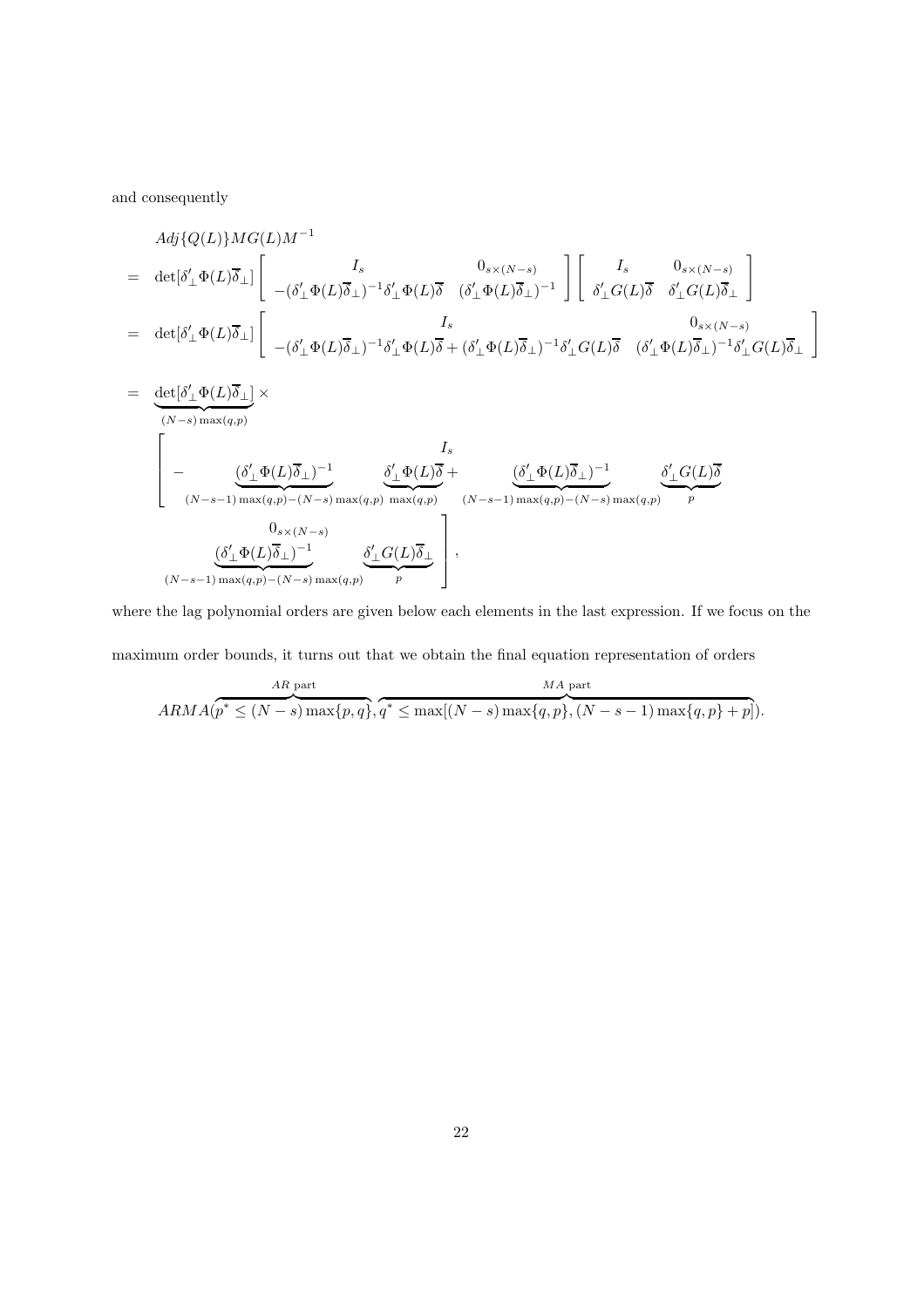and consequently

$$
\begin{aligned}
& Adj\{Q(L)\}MG(L)M^{-1} \\
= \; & \det[\delta_{\perp}' \Phi(L)\overline{\delta}_{\perp}] \begin{bmatrix} I_s & 0_{s\times(N-s)} \\ -(\delta_{\perp}'\Phi(L)\overline{\delta}_{\perp})^{-1}\delta_{\perp}'\Phi(L)\overline{\delta} & (\delta_{\perp}'\Phi(L)\overline{\delta}_{\perp})^{-1} \end{bmatrix} \begin{bmatrix} I_s & 0_{s\times(N-s)} \\ \delta_{\perp}' G(L)\overline{\delta} & \delta_{\perp}' G(L)\overline{\delta}_{\perp} \end{bmatrix} \\
= \; & \det[\delta_{\perp}' \Phi(L)\overline{\delta}_{\perp}] \begin{bmatrix} I_s & 0_{s\times(N-s)} \\ -(\delta_{\perp}'\Phi(L)\overline{\delta}_{\perp})^{-1}\delta_{\perp}'\Phi(L)\overline{\delta} + (\delta_{\perp}'\Phi(L)\overline{\delta}_{\perp})^{-1}\delta_{\perp}' G(L)\overline{\delta} & (\delta_{\perp}'\Phi(L)\overline{\delta}_{\perp})^{-1}\delta_{\perp}' G(L)\overline{\delta}_{\perp} \end{bmatrix}
\end{aligned}
$$

$$
\begin{aligned}
= \; & \underbrace{\det[\delta_{\perp}' \Phi(L)\overline{\delta}_{\perp}]}_{(N-s)\max(q,p)} \times \\
& \left[ \begin{matrix} I_s \\ -\underbrace{(\delta_{\perp}'\Phi(L)\overline{\delta}_{\perp})^{-1}}_{(N-s-1)\max(q,p)-(N-s)\max(q,p)} \underbrace{\delta_{\perp}'\Phi(L)\overline{\delta}}_{\max(q,p)} + \underbrace{(\delta_{\perp}'\Phi(L)\overline{\delta}_{\perp})^{-1}}_{(N-s-1)\max(q,p)-(N-s)\max(q,p)} \underbrace{\delta_{\perp}' G(L)\overline{\delta}}_{p} \end{matrix} \right. \\
& \left. \begin{matrix} 0_{s\times(N-s)} \\ \underbrace{(\delta_{\perp}'\Phi(L)\overline{\delta}_{\perp})^{-1}}_{(N-s-1)\max(q,p)-(N-s)\max(q,p)} \underbrace{\delta_{\perp}' G(L)\overline{\delta}_{\perp}}_{p} \end{matrix} \right],
\end{aligned}
$$

where the lag polynomial orders are given below each elements in the last expression. If we focus on the maximum order bounds, it turns out that we obtain the final equation representation of orders

$$
ARMA(\overbrace{p^* \leq (N-s)\max\{p,q\}}^{AR \text{ part}}, \overbrace{q^* \leq \max[(N-s)\max\{q,p\}, (N-s-1)\max\{q,p\}+p]}^{MA \text{ part}}).
$$